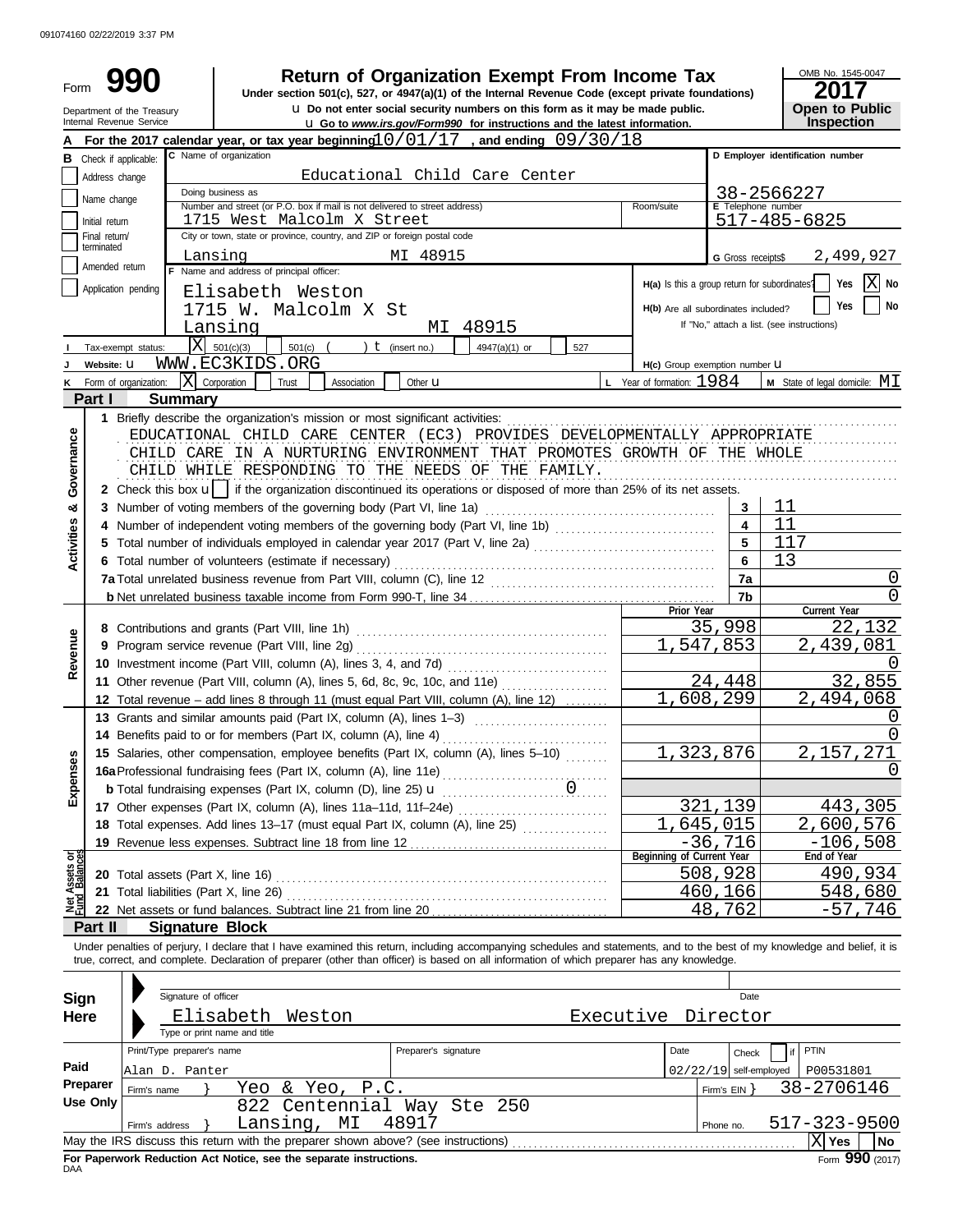091074160 02/22/2019 3:37 PM

# Form 990 — Return of Organization Exempt From Income Tax

**Under section 501(c), 527, or 4947(a)(1) of the Internal Revenue Code (except private foundations)**

u Do not enter social security numbers on this form as it may be made public.

u Go to *www.irs.gov/Form990* for instructions and the latest information.

Department of the Treasury
Internal Revenue Service

OMB No. 1545-0047

**2017**

**Open to Public Inspection**

**A** For the 2017 calendar year, or tax year beginning 10/01/17 , and ending 09/30/18

**B** Check if applicable:
- Address change
- Name change
- Initial return
- Final return/terminated
- Amended return
- Application pending

**C** Name of organization: Educational Child Care Center

Doing business as:

Number and street (or P.O. box if mail is not delivered to street address): 1715 West Malcolm X Street — Room/suite:

City or town, state or province, country, and ZIP or foreign postal code: Lansing MI 48915

**D** Employer identification number: 38-2566227

**E** Telephone number: 517-485-6825

**G** Gross receipts$ 2,499,927

**F** Name and address of principal officer:
Elisabeth Weston
1715 W. Malcolm X St
Lansing MI 48915

**H(a)** Is this a group return for subordinates? Yes [ ] No [X]

**H(b)** Are all subordinates included? Yes [ ] No [ ]
If "No," attach a list. (see instructions)

**I** Tax-exempt status: [X] 501(c)(3) [ ] 501(c) ( ) t (insert no.) [ ] 4947(a)(1) or [ ] 527

**J** Website: u WWW.EC3KIDS.ORG

**H(c)** Group exemption number u

**K** Form of organization: [X] Corporation [ ] Trust [ ] Association [ ] Other u

**L** Year of formation: 1984

**M** State of legal domicile: MI

## Part I — Summary

**Activities & Governance**

1 Briefly describe the organization's mission or most significant activities:
EDUCATIONAL CHILD CARE CENTER (EC3) PROVIDES DEVELOPMENTALLY APPROPRIATE CHILD CARE IN A NURTURING ENVIRONMENT THAT PROMOTES GROWTH OF THE WHOLE CHILD WHILE RESPONDING TO THE NEEDS OF THE FAMILY.

2 Check this box u [ ] if the organization discontinued its operations or disposed of more than 25% of its net assets.

| Line | Description | | Value |
|---|---|---|---|
| 3 | Number of voting members of the governing body (Part VI, line 1a) | 3 | 11 |
| 4 | Number of independent voting members of the governing body (Part VI, line 1b) | 4 | 11 |
| 5 | Total number of individuals employed in calendar year 2017 (Part V, line 2a) | 5 | 117 |
| 6 | Total number of volunteers (estimate if necessary) | 6 | 13 |
| 7a | Total unrelated business revenue from Part VIII, column (C), line 12 | 7a | 0 |
| 7b | Net unrelated business taxable income from Form 990-T, line 34 | 7b | 0 |

**Revenue**

| Line | Description | Prior Year | Current Year |
|---|---|---|---|
| 8 | Contributions and grants (Part VIII, line 1h) | 35,998 | 22,132 |
| 9 | Program service revenue (Part VIII, line 2g) | 1,547,853 | 2,439,081 |
| 10 | Investment income (Part VIII, column (A), lines 3, 4, and 7d) | | 0 |
| 11 | Other revenue (Part VIII, column (A), lines 5, 6d, 8c, 9c, 10c, and 11e) | 24,448 | 32,855 |
| 12 | Total revenue – add lines 8 through 11 (must equal Part VIII, column (A), line 12) | 1,608,299 | 2,494,068 |

**Expenses**

| Line | Description | Prior Year | Current Year |
|---|---|---|---|
| 13 | Grants and similar amounts paid (Part IX, column (A), lines 1–3) | | 0 |
| 14 | Benefits paid to or for members (Part IX, column (A), line 4) | | 0 |
| 15 | Salaries, other compensation, employee benefits (Part IX, column (A), lines 5–10) | 1,323,876 | 2,157,271 |
| 16a | Professional fundraising fees (Part IX, column (A), line 11e) | | 0 |
| b | Total fundraising expenses (Part IX, column (D), line 25) u 0 | | |
| 17 | Other expenses (Part IX, column (A), lines 11a–11d, 11f–24e) | 321,139 | 443,305 |
| 18 | Total expenses. Add lines 13–17 (must equal Part IX, column (A), line 25) | 1,645,015 | 2,600,576 |
| 19 | Revenue less expenses. Subtract line 18 from line 12 | -36,716 | -106,508 |

**Net Assets or Fund Balances**

| Line | Description | Beginning of Current Year | End of Year |
|---|---|---|---|
| 20 | Total assets (Part X, line 16) | 508,928 | 490,934 |
| 21 | Total liabilities (Part X, line 26) | 460,166 | 548,680 |
| 22 | Net assets or fund balances. Subtract line 21 from line 20 | 48,762 | -57,746 |

## Part II — Signature Block

Under penalties of perjury, I declare that I have examined this return, including accompanying schedules and statements, and to the best of my knowledge and belief, it is true, correct, and complete. Declaration of preparer (other than officer) is based on all information of which preparer has any knowledge.

**Sign Here**

Signature of officer — Date

Elisabeth Weston — Executive Director

Type or print name and title

**Paid Preparer Use Only**

| Print/Type preparer's name | Preparer's signature | Date | Check if self-employed | PTIN |
|---|---|---|---|---|
| Alan D. Panter | | 02/22/19 | | P00531801 |

Firm's name } Yeo & Yeo, P.C. — Firm's EIN } 38-2706146

Firm's address } 822 Centennial Way Ste 250, Lansing, MI 48917 — Phone no. 517-323-9500

May the IRS discuss this return with the preparer shown above? (see instructions) [X] Yes [ ] No

**For Paperwork Reduction Act Notice, see the separate instructions.**

DAA

Form **990** (2017)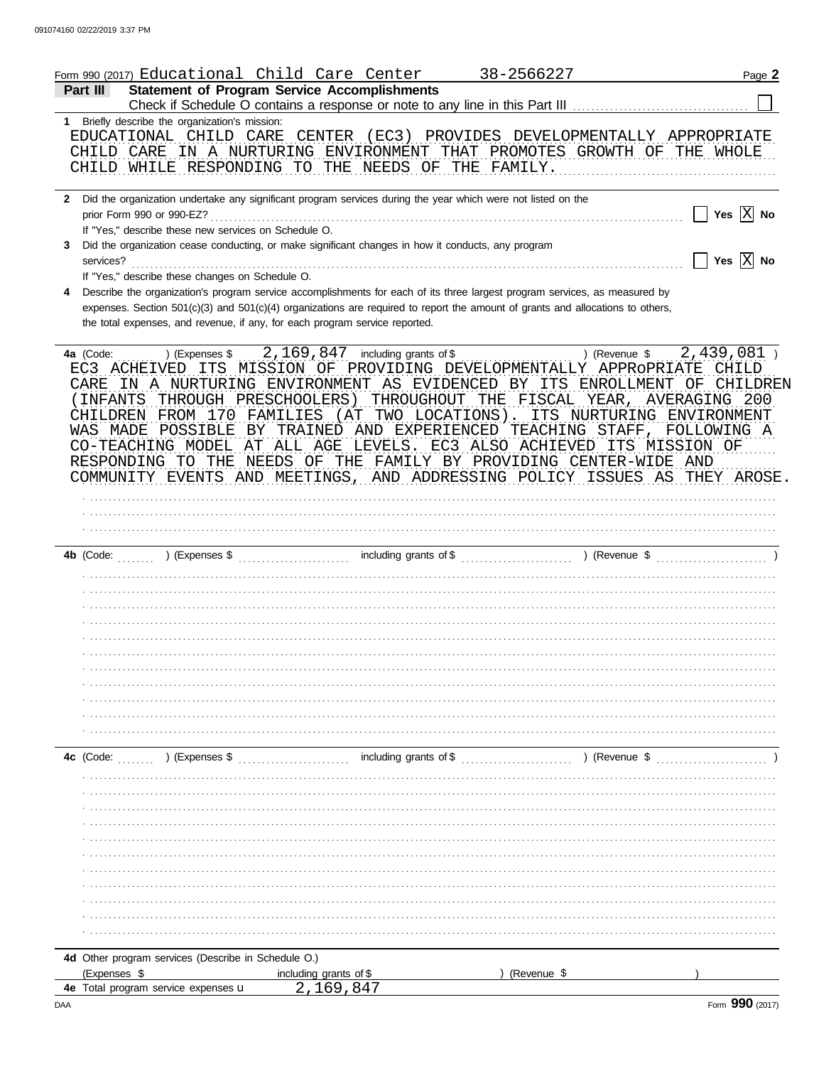Form 990 (2017) Educational Child Care Center 38-2566227 Page **2**

## Part III Statement of Program Service Accomplishments

Check if Schedule O contains a response or note to any line in this Part III ☐

**1** Briefly describe the organization's mission:

EDUCATIONAL CHILD CARE CENTER (EC3) PROVIDES DEVELOPMENTALLY APPROPRIATE CHILD CARE IN A NURTURING ENVIRONMENT THAT PROMOTES GROWTH OF THE WHOLE CHILD WHILE RESPONDING TO THE NEEDS OF THE FAMILY.

**2** Did the organization undertake any significant program services during the year which were not listed on the prior Form 990 or 990-EZ? ☐ Yes ☒ No

If "Yes," describe these new services on Schedule O.

**3** Did the organization cease conducting, or make significant changes in how it conducts, any program services? ☐ Yes ☒ No

If "Yes," describe these changes on Schedule O.

**4** Describe the organization's program service accomplishments for each of its three largest program services, as measured by expenses. Section 501(c)(3) and 501(c)(4) organizations are required to report the amount of grants and allocations to others, the total expenses, and revenue, if any, for each program service reported.

**4a** (Code: ) (Expenses $ 2,169,847 including grants of $ ) (Revenue $ 2,439,081 )

EC3 ACHEIVED ITS MISSION OF PROVIDING DEVELOPMENTALLY APPRoPRIATE CHILD CARE IN A NURTURING ENVIRONMENT AS EVIDENCED BY ITS ENROLLMENT OF CHILDREN (INFANTS THROUGH PRESCHOOLERS) THROUGHOUT THE FISCAL YEAR, AVERAGING 200 CHILDREN FROM 170 FAMILIES (AT TWO LOCATIONS). ITS NURTURING ENVIRONMENT WAS MADE POSSIBLE BY TRAINED AND EXPERIENCED TEACHING STAFF, FOLLOWING A CO-TEACHING MODEL AT ALL AGE LEVELS. EC3 ALSO ACHIEVED ITS MISSION OF RESPONDING TO THE NEEDS OF THE FAMILY BY PROVIDING CENTER-WIDE AND COMMUNITY EVENTS AND MEETINGS, AND ADDRESSING POLICY ISSUES AS THEY AROSE.

**4b** (Code: ) (Expenses $ including grants of $ ) (Revenue $ )

**4c** (Code: ) (Expenses $ including grants of $ ) (Revenue $ )

**4d** Other program services (Describe in Schedule O.)

(Expenses $ including grants of $ ) (Revenue $ )

**4e** Total program service expenses 2,169,847

Form **990** (2017)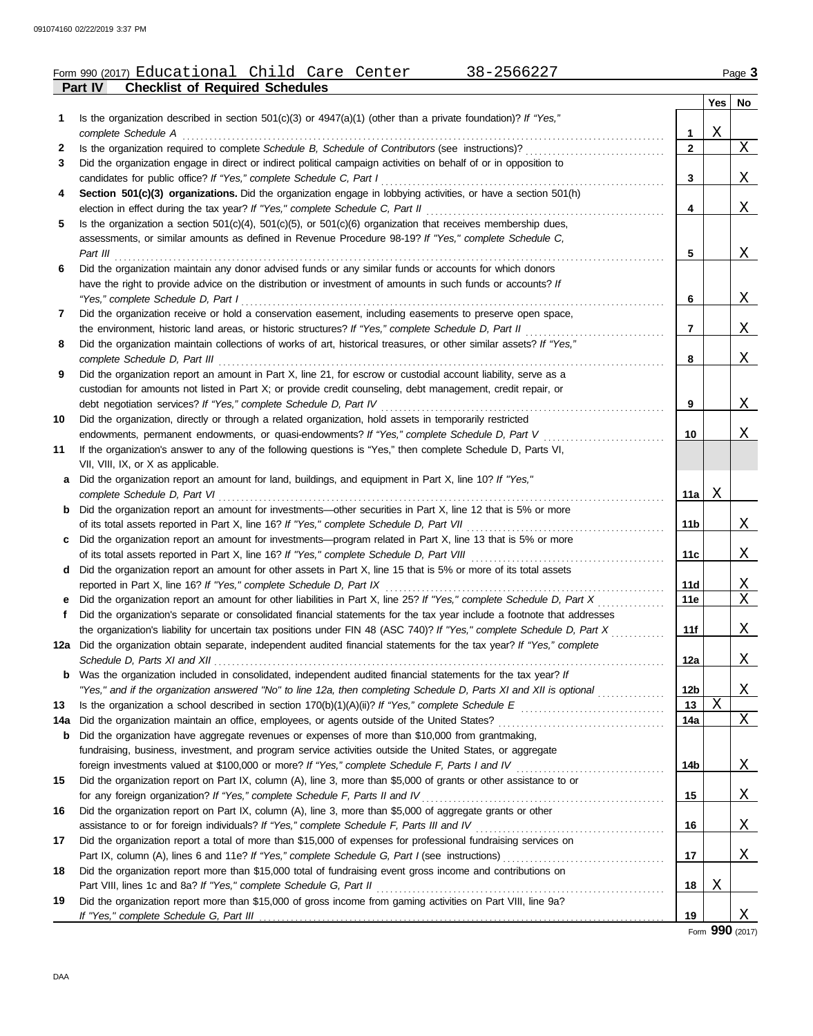Form 990 (2017) Educational Child Care Center 38-2566227 Page **3**

## Part IV Checklist of Required Schedules

| | | | Yes | No |
|---|---|---|---|---|
| 1 | Is the organization described in section 501(c)(3) or 4947(a)(1) (other than a private foundation)? *If "Yes," complete Schedule A* | 1 | X | |
| 2 | Is the organization required to complete *Schedule B, Schedule of Contributors* (see instructions)? | 2 | | X |
| 3 | Did the organization engage in direct or indirect political campaign activities on behalf of or in opposition to candidates for public office? *If "Yes," complete Schedule C, Part I* | 3 | | X |
| 4 | **Section 501(c)(3) organizations.** Did the organization engage in lobbying activities, or have a section 501(h) election in effect during the tax year? *If "Yes," complete Schedule C, Part II* | 4 | | X |
| 5 | Is the organization a section 501(c)(4), 501(c)(5), or 501(c)(6) organization that receives membership dues, assessments, or similar amounts as defined in Revenue Procedure 98-19? *If "Yes," complete Schedule C, Part III* | 5 | | X |
| 6 | Did the organization maintain any donor advised funds or any similar funds or accounts for which donors have the right to provide advice on the distribution or investment of amounts in such funds or accounts? *If "Yes," complete Schedule D, Part I* | 6 | | X |
| 7 | Did the organization receive or hold a conservation easement, including easements to preserve open space, the environment, historic land areas, or historic structures? *If "Yes," complete Schedule D, Part II* | 7 | | X |
| 8 | Did the organization maintain collections of works of art, historical treasures, or other similar assets? *If "Yes," complete Schedule D, Part III* | 8 | | X |
| 9 | Did the organization report an amount in Part X, line 21, for escrow or custodial account liability, serve as a custodian for amounts not listed in Part X; or provide credit counseling, debt management, credit repair, or debt negotiation services? *If "Yes," complete Schedule D, Part IV* | 9 | | X |
| 10 | Did the organization, directly or through a related organization, hold assets in temporarily restricted endowments, permanent endowments, or quasi-endowments? *If "Yes," complete Schedule D, Part V* | 10 | | X |
| 11 | If the organization's answer to any of the following questions is "Yes," then complete Schedule D, Parts VI, VII, VIII, IX, or X as applicable. | | | |
| a | Did the organization report an amount for land, buildings, and equipment in Part X, line 10? *If "Yes," complete Schedule D, Part VI* | 11a | X | |
| b | Did the organization report an amount for investments—other securities in Part X, line 12 that is 5% or more of its total assets reported in Part X, line 16? *If "Yes," complete Schedule D, Part VII* | 11b | | X |
| c | Did the organization report an amount for investments—program related in Part X, line 13 that is 5% or more of its total assets reported in Part X, line 16? *If "Yes," complete Schedule D, Part VIII* | 11c | | X |
| d | Did the organization report an amount for other assets in Part X, line 15 that is 5% or more of its total assets reported in Part X, line 16? *If "Yes," complete Schedule D, Part IX* | 11d | | X |
| e | Did the organization report an amount for other liabilities in Part X, line 25? *If "Yes," complete Schedule D, Part X* | 11e | | X |
| f | Did the organization's separate or consolidated financial statements for the tax year include a footnote that addresses the organization's liability for uncertain tax positions under FIN 48 (ASC 740)? *If "Yes," complete Schedule D, Part X* | 11f | | X |
| 12a | Did the organization obtain separate, independent audited financial statements for the tax year? *If "Yes," complete Schedule D, Parts XI and XII* | 12a | | X |
| b | Was the organization included in consolidated, independent audited financial statements for the tax year? *If "Yes," and if the organization answered "No" to line 12a, then completing Schedule D, Parts XI and XII is optional* | 12b | | X |
| 13 | Is the organization a school described in section 170(b)(1)(A)(ii)? *If "Yes," complete Schedule E* | 13 | X | |
| 14a | Did the organization maintain an office, employees, or agents outside of the United States? | 14a | | X |
| b | Did the organization have aggregate revenues or expenses of more than $10,000 from grantmaking, fundraising, business, investment, and program service activities outside the United States, or aggregate foreign investments valued at $100,000 or more? *If "Yes," complete Schedule F, Parts I and IV* | 14b | | X |
| 15 | Did the organization report on Part IX, column (A), line 3, more than $5,000 of grants or other assistance to or for any foreign organization? *If "Yes," complete Schedule F, Parts II and IV* | 15 | | X |
| 16 | Did the organization report on Part IX, column (A), line 3, more than $5,000 of aggregate grants or other assistance to or for foreign individuals? *If "Yes," complete Schedule F, Parts III and IV* | 16 | | X |
| 17 | Did the organization report a total of more than $15,000 of expenses for professional fundraising services on Part IX, column (A), lines 6 and 11e? *If "Yes," complete Schedule G, Part I* (see instructions) | 17 | | X |
| 18 | Did the organization report more than $15,000 total of fundraising event gross income and contributions on Part VIII, lines 1c and 8a? *If "Yes," complete Schedule G, Part II* | 18 | X | |
| 19 | Did the organization report more than $15,000 of gross income from gaming activities on Part VIII, line 9a? *If "Yes," complete Schedule G, Part III* | 19 | | X |

Form **990** (2017)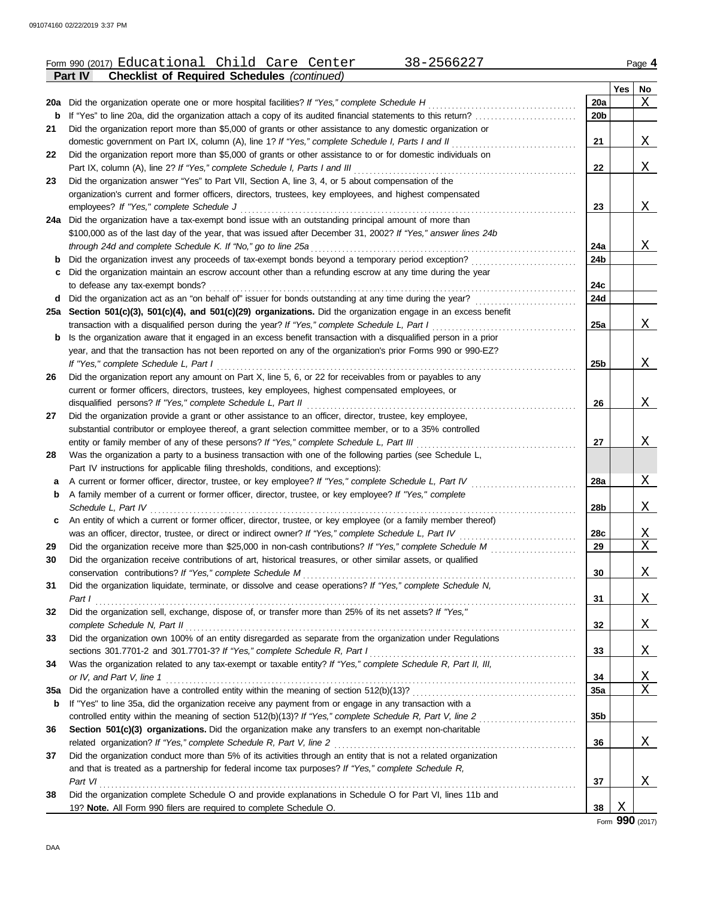Form 990 (2017) Educational Child Care Center 38-2566227

**Part IV Checklist of Required Schedules** *(continued)*

| | | | Yes | No |
|---|---|---|---|---|
| **20a** | Did the organization operate one or more hospital facilities? *If "Yes," complete Schedule H* | 20a | | X |
| **b** | If "Yes" to line 20a, did the organization attach a copy of its audited financial statements to this return? | 20b | | |
| **21** | Did the organization report more than $5,000 of grants or other assistance to any domestic organization or domestic government on Part IX, column (A), line 1? *If "Yes," complete Schedule I, Parts I and II* | 21 | | X |
| **22** | Did the organization report more than $5,000 of grants or other assistance to or for domestic individuals on Part IX, column (A), line 2? *If "Yes," complete Schedule I, Parts I and III* | 22 | | X |
| **23** | Did the organization answer "Yes" to Part VII, Section A, line 3, 4, or 5 about compensation of the organization's current and former officers, directors, trustees, key employees, and highest compensated employees? *If "Yes," complete Schedule J* | 23 | | X |
| **24a** | Did the organization have a tax-exempt bond issue with an outstanding principal amount of more than $100,000 as of the last day of the year, that was issued after December 31, 2002? *If "Yes," answer lines 24b through 24d and complete Schedule K. If "No," go to line 25a* | 24a | | X |
| **b** | Did the organization invest any proceeds of tax-exempt bonds beyond a temporary period exception? | 24b | | |
| **c** | Did the organization maintain an escrow account other than a refunding escrow at any time during the year to defease any tax-exempt bonds? | 24c | | |
| **d** | Did the organization act as an "on behalf of" issuer for bonds outstanding at any time during the year? | 24d | | |
| **25a** | **Section 501(c)(3), 501(c)(4), and 501(c)(29) organizations.** Did the organization engage in an excess benefit transaction with a disqualified person during the year? *If "Yes," complete Schedule L, Part I* | 25a | | X |
| **b** | Is the organization aware that it engaged in an excess benefit transaction with a disqualified person in a prior year, and that the transaction has not been reported on any of the organization's prior Forms 990 or 990-EZ? *If "Yes," complete Schedule L, Part I* | 25b | | X |
| **26** | Did the organization report any amount on Part X, line 5, 6, or 22 for receivables from or payables to any current or former officers, directors, trustees, key employees, highest compensated employees, or disqualified persons? *If "Yes," complete Schedule L, Part II* | 26 | | X |
| **27** | Did the organization provide a grant or other assistance to an officer, director, trustee, key employee, substantial contributor or employee thereof, a grant selection committee member, or to a 35% controlled entity or family member of any of these persons? *If "Yes," complete Schedule L, Part III* | 27 | | X |
| **28** | Was the organization a party to a business transaction with one of the following parties (see Schedule L, Part IV instructions for applicable filing thresholds, conditions, and exceptions): | | | |
| **a** | A current or former officer, director, trustee, or key employee? *If "Yes," complete Schedule L, Part IV* | 28a | | X |
| **b** | A family member of a current or former officer, director, trustee, or key employee? *If "Yes," complete Schedule L, Part IV* | 28b | | X |
| **c** | An entity of which a current or former officer, director, trustee, or key employee (or a family member thereof) was an officer, director, trustee, or direct or indirect owner? *If "Yes," complete Schedule L, Part IV* | 28c | | X |
| **29** | Did the organization receive more than $25,000 in non-cash contributions? *If "Yes," complete Schedule M* | 29 | | X |
| **30** | Did the organization receive contributions of art, historical treasures, or other similar assets, or qualified conservation contributions? *If "Yes," complete Schedule M* | 30 | | X |
| **31** | Did the organization liquidate, terminate, or dissolve and cease operations? *If "Yes," complete Schedule N, Part I* | 31 | | X |
| **32** | Did the organization sell, exchange, dispose of, or transfer more than 25% of its net assets? *If "Yes," complete Schedule N, Part II* | 32 | | X |
| **33** | Did the organization own 100% of an entity disregarded as separate from the organization under Regulations sections 301.7701-2 and 301.7701-3? *If "Yes," complete Schedule R, Part I* | 33 | | X |
| **34** | Was the organization related to any tax-exempt or taxable entity? *If "Yes," complete Schedule R, Part II, III, or IV, and Part V, line 1* | 34 | | X |
| **35a** | Did the organization have a controlled entity within the meaning of section 512(b)(13)? | 35a | | X |
| **b** | If "Yes" to line 35a, did the organization receive any payment from or engage in any transaction with a controlled entity within the meaning of section 512(b)(13)? *If "Yes," complete Schedule R, Part V, line 2* | 35b | | |
| **36** | **Section 501(c)(3) organizations.** Did the organization make any transfers to an exempt non-charitable related organization? *If "Yes," complete Schedule R, Part V, line 2* | 36 | | X |
| **37** | Did the organization conduct more than 5% of its activities through an entity that is not a related organization and that is treated as a partnership for federal income tax purposes? *If "Yes," complete Schedule R, Part VI* | 37 | | X |
| **38** | Did the organization complete Schedule O and provide explanations in Schedule O for Part VI, lines 11b and 19? **Note.** All Form 990 filers are required to complete Schedule O. | 38 | X | |

Form **990** (2017)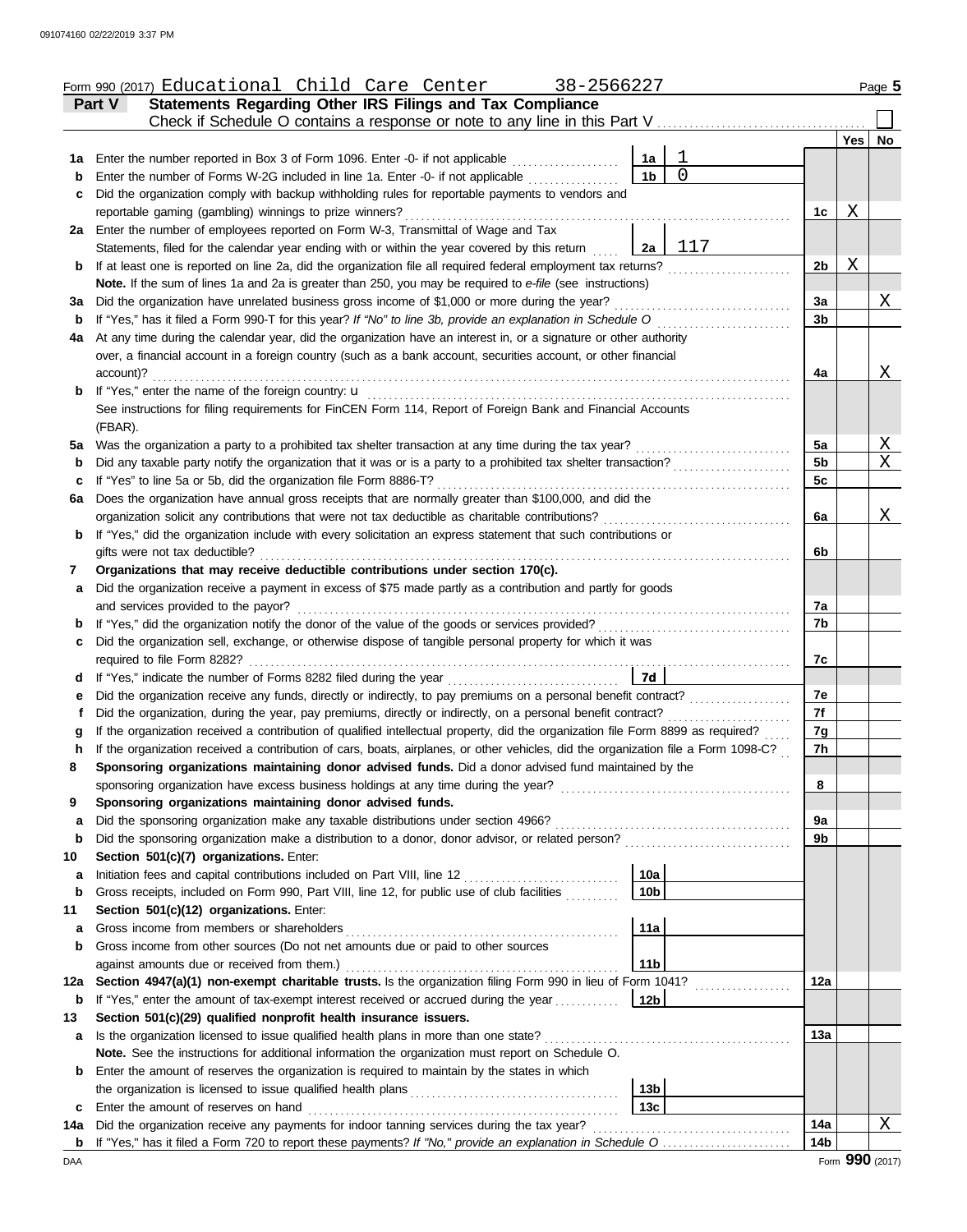Form 990 (2017) Educational Child Care Center 38-2566227 Page **5**

## Part V Statements Regarding Other IRS Filings and Tax Compliance

Check if Schedule O contains a response or note to any line in this Part V ☐

| | | | | Line | Yes | No |
|---|---|---|---|---|---|---|
| **1a** | Enter the number reported in Box 3 of Form 1096. Enter -0- if not applicable | 1a | 1 | | | |
| **b** | Enter the number of Forms W-2G included in line 1a. Enter -0- if not applicable | 1b | 0 | | | |
| **c** | Did the organization comply with backup withholding rules for reportable payments to vendors and reportable gaming (gambling) winnings to prize winners? | | | 1c | X | |
| **2a** | Enter the number of employees reported on Form W-3, Transmittal of Wage and Tax Statements, filed for the calendar year ending with or within the year covered by this return | 2a | 117 | | | |
| **b** | If at least one is reported on line 2a, did the organization file all required federal employment tax returns? | | | 2b | X | |
| | **Note.** If the sum of lines 1a and 2a is greater than 250, you may be required to *e-file* (see instructions) | | | | | |
| **3a** | Did the organization have unrelated business gross income of $1,000 or more during the year? | | | 3a | | X |
| **b** | If "Yes," has it filed a Form 990-T for this year? *If "No" to line 3b, provide an explanation in Schedule O* | | | 3b | | |
| **4a** | At any time during the calendar year, did the organization have an interest in, or a signature or other authority over, a financial account in a foreign country (such as a bank account, securities account, or other financial account)? | | | 4a | | X |
| **b** | If "Yes," enter the name of the foreign country: u | | | | | |
| | See instructions for filing requirements for FinCEN Form 114, Report of Foreign Bank and Financial Accounts (FBAR). | | | | | |
| **5a** | Was the organization a party to a prohibited tax shelter transaction at any time during the tax year? | | | 5a | | X |
| **b** | Did any taxable party notify the organization that it was or is a party to a prohibited tax shelter transaction? | | | 5b | | X |
| **c** | If "Yes" to line 5a or 5b, did the organization file Form 8886-T? | | | 5c | | |
| **6a** | Does the organization have annual gross receipts that are normally greater than $100,000, and did the organization solicit any contributions that were not tax deductible as charitable contributions? | | | 6a | | X |
| **b** | If "Yes," did the organization include with every solicitation an express statement that such contributions or gifts were not tax deductible? | | | 6b | | |
| **7** | **Organizations that may receive deductible contributions under section 170(c).** | | | | | |
| **a** | Did the organization receive a payment in excess of $75 made partly as a contribution and partly for goods and services provided to the payor? | | | 7a | | |
| **b** | If "Yes," did the organization notify the donor of the value of the goods or services provided? | | | 7b | | |
| **c** | Did the organization sell, exchange, or otherwise dispose of tangible personal property for which it was required to file Form 8282? | | | 7c | | |
| **d** | If "Yes," indicate the number of Forms 8282 filed during the year | 7d | | | | |
| **e** | Did the organization receive any funds, directly or indirectly, to pay premiums on a personal benefit contract? | | | 7e | | |
| **f** | Did the organization, during the year, pay premiums, directly or indirectly, on a personal benefit contract? | | | 7f | | |
| **g** | If the organization received a contribution of qualified intellectual property, did the organization file Form 8899 as required? | | | 7g | | |
| **h** | If the organization received a contribution of cars, boats, airplanes, or other vehicles, did the organization file a Form 1098-C? | | | 7h | | |
| **8** | **Sponsoring organizations maintaining donor advised funds.** Did a donor advised fund maintained by the sponsoring organization have excess business holdings at any time during the year? | | | 8 | | |
| **9** | **Sponsoring organizations maintaining donor advised funds.** | | | | | |
| **a** | Did the sponsoring organization make any taxable distributions under section 4966? | | | 9a | | |
| **b** | Did the sponsoring organization make a distribution to a donor, donor advisor, or related person? | | | 9b | | |
| **10** | **Section 501(c)(7) organizations.** Enter: | | | | | |
| **a** | Initiation fees and capital contributions included on Part VIII, line 12 | 10a | | | | |
| **b** | Gross receipts, included on Form 990, Part VIII, line 12, for public use of club facilities | 10b | | | | |
| **11** | **Section 501(c)(12) organizations.** Enter: | | | | | |
| **a** | Gross income from members or shareholders | 11a | | | | |
| **b** | Gross income from other sources (Do not net amounts due or paid to other sources against amounts due or received from them.) | 11b | | | | |
| **12a** | **Section 4947(a)(1) non-exempt charitable trusts.** Is the organization filing Form 990 in lieu of Form 1041? | | | 12a | | |
| **b** | If "Yes," enter the amount of tax-exempt interest received or accrued during the year | 12b | | | | |
| **13** | **Section 501(c)(29) qualified nonprofit health insurance issuers.** | | | | | |
| **a** | Is the organization licensed to issue qualified health plans in more than one state? | | | 13a | | |
| | **Note.** See the instructions for additional information the organization must report on Schedule O. | | | | | |
| **b** | Enter the amount of reserves the organization is required to maintain by the states in which the organization is licensed to issue qualified health plans | 13b | | | | |
| **c** | Enter the amount of reserves on hand | 13c | | | | |
| **14a** | Did the organization receive any payments for indoor tanning services during the tax year? | | | 14a | | X |
| **b** | If "Yes," has it filed a Form 720 to report these payments? *If "No," provide an explanation in Schedule O* | | | 14b | | |

DAA Form **990** (2017)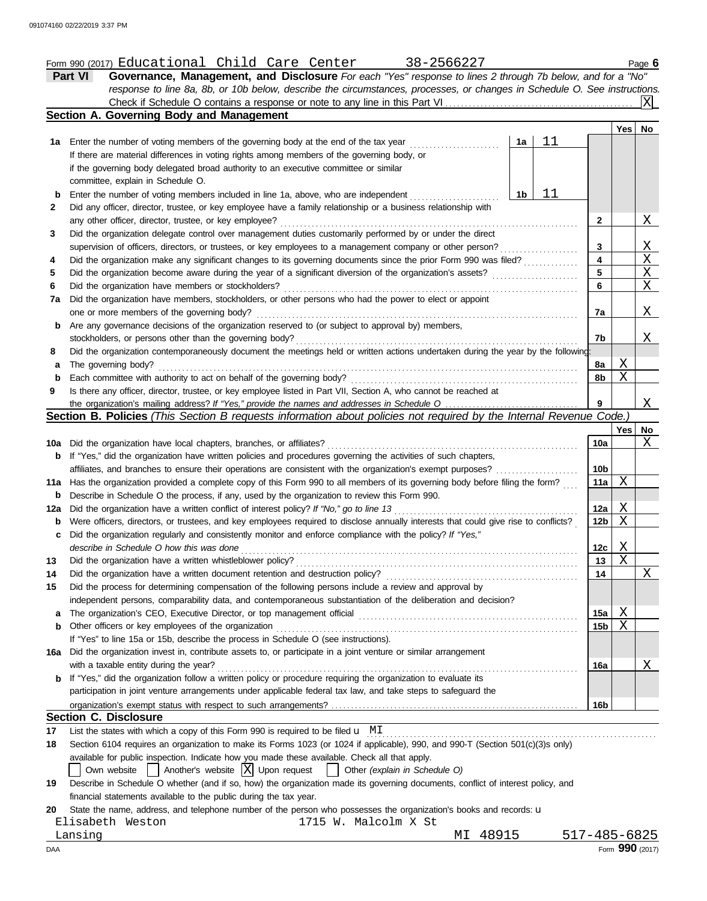Form 990 (2017) Educational Child Care Center 38-2566227 Page **6**

**Part VI** **Governance, Management, and Disclosure** *For each "Yes" response to lines 2 through 7b below, and for a "No" response to line 8a, 8b, or 10b below, describe the circumstances, processes, or changes in Schedule O. See instructions.*

Check if Schedule O contains a response or note to any line in this Part VI .......... [X]

## Section A. Governing Body and Management

| | | | | Line | Yes | No |
|---|---|---|---|---|---|---|
| **1a** | Enter the number of voting members of the governing body at the end of the tax year | 1a | 11 | | | |
| | If there are material differences in voting rights among members of the governing body, or if the governing body delegated broad authority to an executive committee or similar committee, explain in Schedule O. | | | | | |
| **b** | Enter the number of voting members included in line 1a, above, who are independent | 1b | 11 | | | |
| **2** | Did any officer, director, trustee, or key employee have a family relationship or a business relationship with any other officer, director, trustee, or key employee? | | | 2 | | X |
| **3** | Did the organization delegate control over management duties customarily performed by or under the direct supervision of officers, directors, or trustees, or key employees to a management company or other person? | | | 3 | | X |
| **4** | Did the organization make any significant changes to its governing documents since the prior Form 990 was filed? | | | 4 | | X |
| **5** | Did the organization become aware during the year of a significant diversion of the organization's assets? | | | 5 | | X |
| **6** | Did the organization have members or stockholders? | | | 6 | | X |
| **7a** | Did the organization have members, stockholders, or other persons who had the power to elect or appoint one or more members of the governing body? | | | 7a | | X |
| **b** | Are any governance decisions of the organization reserved to (or subject to approval by) members, stockholders, or persons other than the governing body? | | | 7b | | X |
| **8** | Did the organization contemporaneously document the meetings held or written actions undertaken during the year by the following: | | | | | |
| **a** | The governing body? | | | 8a | X | |
| **b** | Each committee with authority to act on behalf of the governing body? | | | 8b | X | |
| **9** | Is there any officer, director, trustee, or key employee listed in Part VII, Section A, who cannot be reached at the organization's mailing address? *If "Yes," provide the names and addresses in Schedule O* | | | 9 | | X |

## Section B. Policies *(This Section B requests information about policies not required by the Internal Revenue Code.)*

| | | Line | Yes | No |
|---|---|---|---|---|
| **10a** | Did the organization have local chapters, branches, or affiliates? | 10a | | X |
| **b** | If "Yes," did the organization have written policies and procedures governing the activities of such chapters, affiliates, and branches to ensure their operations are consistent with the organization's exempt purposes? | 10b | | |
| **11a** | Has the organization provided a complete copy of this Form 990 to all members of its governing body before filing the form? | 11a | X | |
| **b** | Describe in Schedule O the process, if any, used by the organization to review this Form 990. | | | |
| **12a** | Did the organization have a written conflict of interest policy? *If "No," go to line 13* | 12a | X | |
| **b** | Were officers, directors, or trustees, and key employees required to disclose annually interests that could give rise to conflicts? | 12b | X | |
| **c** | Did the organization regularly and consistently monitor and enforce compliance with the policy? *If "Yes," describe in Schedule O how this was done* | 12c | X | |
| **13** | Did the organization have a written whistleblower policy? | 13 | X | |
| **14** | Did the organization have a written document retention and destruction policy? | 14 | | X |
| **15** | Did the process for determining compensation of the following persons include a review and approval by independent persons, comparability data, and contemporaneous substantiation of the deliberation and decision? | | | |
| **a** | The organization's CEO, Executive Director, or top management official | 15a | X | |
| **b** | Other officers or key employees of the organization | 15b | X | |
| | If "Yes" to line 15a or 15b, describe the process in Schedule O (see instructions). | | | |
| **16a** | Did the organization invest in, contribute assets to, or participate in a joint venture or similar arrangement with a taxable entity during the year? | 16a | | X |
| **b** | If "Yes," did the organization follow a written policy or procedure requiring the organization to evaluate its participation in joint venture arrangements under applicable federal tax law, and take steps to safeguard the organization's exempt status with respect to such arrangements? | 16b | | |

## Section C. Disclosure

**17** List the states with which a copy of this Form 990 is required to be filed u MI

**18** Section 6104 requires an organization to make its Forms 1023 (or 1024 if applicable), 990, and 990-T (Section 501(c)(3)s only) available for public inspection. Indicate how you made these available. Check all that apply.

[ ] Own website [ ] Another's website [X] Upon request [ ] Other *(explain in Schedule O)*

**19** Describe in Schedule O whether (and if so, how) the organization made its governing documents, conflict of interest policy, and financial statements available to the public during the tax year.

**20** State the name, address, and telephone number of the person who possesses the organization's books and records: u

Elisabeth Weston 1715 W. Malcolm X St
Lansing MI 48915 517-485-6825

Form **990** (2017)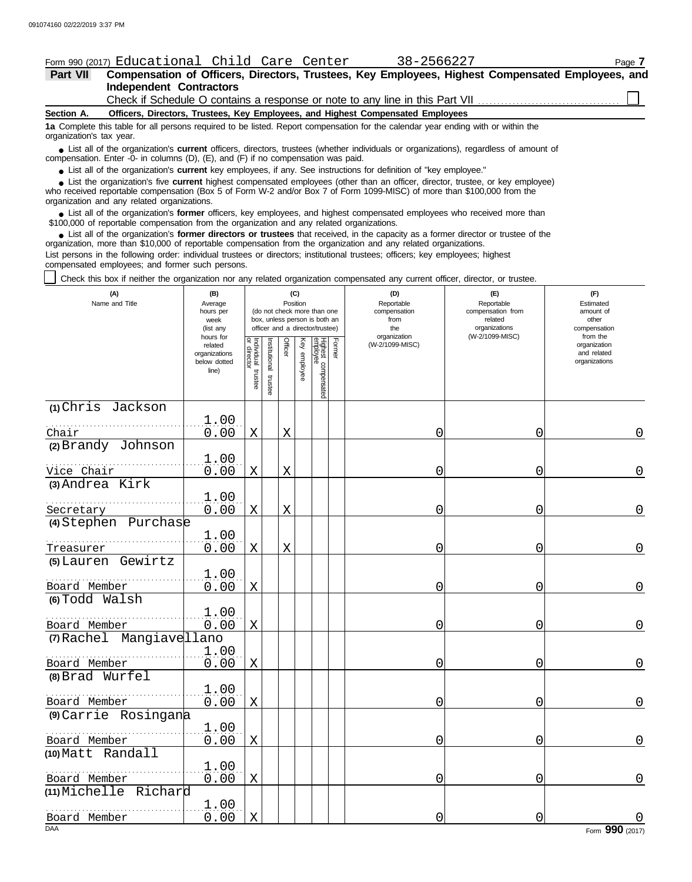Form 990 (2017) Educational Child Care Center 38-2566227 Page 7

**Part VII Compensation of Officers, Directors, Trustees, Key Employees, Highest Compensated Employees, and Independent Contractors**

Check if Schedule O contains a response or note to any line in this Part VII ☐

**Section A. Officers, Directors, Trustees, Key Employees, and Highest Compensated Employees**

**1a** Complete this table for all persons required to be listed. Report compensation for the calendar year ending with or within the organization's tax year.

- List all of the organization's **current** officers, directors, trustees (whether individuals or organizations), regardless of amount of compensation. Enter -0- in columns (D), (E), and (F) if no compensation was paid.
- List all of the organization's **current** key employees, if any. See instructions for definition of "key employee."
- List the organization's five **current** highest compensated employees (other than an officer, director, trustee, or key employee) who received reportable compensation (Box 5 of Form W-2 and/or Box 7 of Form 1099-MISC) of more than $100,000 from the organization and any related organizations.
- List all of the organization's **former** officers, key employees, and highest compensated employees who received more than $100,000 of reportable compensation from the organization and any related organizations.
- List all of the organization's **former directors or trustees** that received, in the capacity as a former director or trustee of the organization, more than $10,000 of reportable compensation from the organization and any related organizations.

List persons in the following order: individual trustees or directors; institutional trustees; officers; key employees; highest compensated employees; and former such persons.

☐ Check this box if neither the organization nor any related organization compensated any current officer, director, or trustee.

| (A) Name and Title | (B) Average hours per week (list any hours for related organizations below dotted line) | (C) Position: Individual trustee or director | Institutional trustee | Officer | Key employee | Highest compensated employee | Former | (D) Reportable compensation from the organization (W-2/1099-MISC) | (E) Reportable compensation from related organizations (W-2/1099-MISC) | (F) Estimated amount of other compensation from the organization and related organizations |
|---|---|---|---|---|---|---|---|---|---|---|
| (1) Chris Jackson<br>Chair | 1.00<br>0.00 | X | | X | | | | 0 | 0 | 0 |
| (2) Brandy Johnson<br>Vice Chair | 1.00<br>0.00 | X | | X | | | | 0 | 0 | 0 |
| (3) Andrea Kirk<br>Secretary | 1.00<br>0.00 | X | | X | | | | 0 | 0 | 0 |
| (4) Stephen Purchase<br>Treasurer | 1.00<br>0.00 | X | | X | | | | 0 | 0 | 0 |
| (5) Lauren Gewirtz<br>Board Member | 1.00<br>0.00 | X | | | | | | 0 | 0 | 0 |
| (6) Todd Walsh<br>Board Member | 1.00<br>0.00 | X | | | | | | 0 | 0 | 0 |
| (7) Rachel Mangiavellano<br>Board Member | 1.00<br>0.00 | X | | | | | | 0 | 0 | 0 |
| (8) Brad Wurfel<br>Board Member | 1.00<br>0.00 | X | | | | | | 0 | 0 | 0 |
| (9) Carrie Rosingana<br>Board Member | 1.00<br>0.00 | X | | | | | | 0 | 0 | 0 |
| (10) Matt Randall<br>Board Member | 1.00<br>0.00 | X | | | | | | 0 | 0 | 0 |
| (11) Michelle Richard<br>Board Member | 1.00<br>0.00 | X | | | | | | 0 | 0 | 0 |

Form 990 (2017)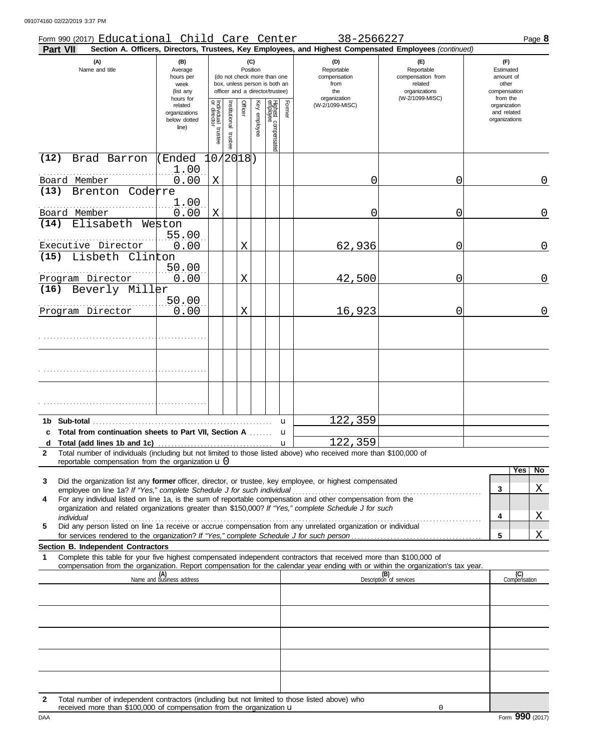Form 990 (2017) Educational Child Care Center 38-2566227 Page **8**

**Part VII** **Section A. Officers, Directors, Trustees, Key Employees, and Highest Compensated Employees** *(continued)*

| (A) Name and title | (B) Average hours per week (list any hours for related organizations below dotted line) | (C) Position: Individual trustee or director | Institutional trustee | Officer | Key employee | Highest compensated employee | Former | (D) Reportable compensation from the organization (W-2/1099-MISC) | (E) Reportable compensation from related organizations (W-2/1099-MISC) | (F) Estimated amount of other compensation from the organization and related organizations |
|---|---|---|---|---|---|---|---|---|---|---|
| (12) Brad Barron (Ended 10/2018) Board Member | 1.00 / 0.00 | X | | | | | | 0 | 0 | 0 |
| (13) Brenton Coderre Board Member | 1.00 / 0.00 | X | | | | | | 0 | 0 | 0 |
| (14) Elisabeth Weston Executive Director | 55.00 / 0.00 | | | X | | | | 62,936 | 0 | 0 |
| (15) Lisbeth Clinton Program Director | 50.00 / 0.00 | | | X | | | | 42,500 | 0 | 0 |
| (16) Beverly Miller Program Director | 50.00 / 0.00 | | | X | | | | 16,923 | 0 | 0 |
| | | | | | | | | | | |
| | | | | | | | | | | |
| | | | | | | | | | | |

| | | (D) | (E) | (F) |
|---|---|---|---|---|
| **1b** | **Sub-total** | 122,359 | | |
| **c** | **Total from continuation sheets to Part VII, Section A** | | | |
| **d** | **Total (add lines 1b and 1c)** | 122,359 | | |

**2** Total number of individuals (including but not limited to those listed above) who received more than $100,000 of reportable compensation from the organization u 0

| | | | Yes | No |
|---|---|---|---|---|
| **3** | Did the organization list any **former** officer, director, or trustee, key employee, or highest compensated employee on line 1a? *If "Yes," complete Schedule J for such individual* | 3 | | X |
| **4** | For any individual listed on line 1a, is the sum of reportable compensation and other compensation from the organization and related organizations greater than $150,000? *If "Yes," complete Schedule J for such individual* | 4 | | X |
| **5** | Did any person listed on line 1a receive or accrue compensation from any unrelated organization or individual for services rendered to the organization? *If "Yes," complete Schedule J for such person* | 5 | | X |

**Section B. Independent Contractors**

**1** Complete this table for your five highest compensated independent contractors that received more than $100,000 of compensation from the organization. Report compensation for the calendar year ending with or within the organization's tax year.

| (A) Name and business address | (B) Description of services | (C) Compensation |
|---|---|---|
| | | |
| | | |
| | | |
| | | |
| | | |

**2** Total number of independent contractors (including but not limited to those listed above) who received more than $100,000 of compensation from the organization u 0

Form **990** (2017)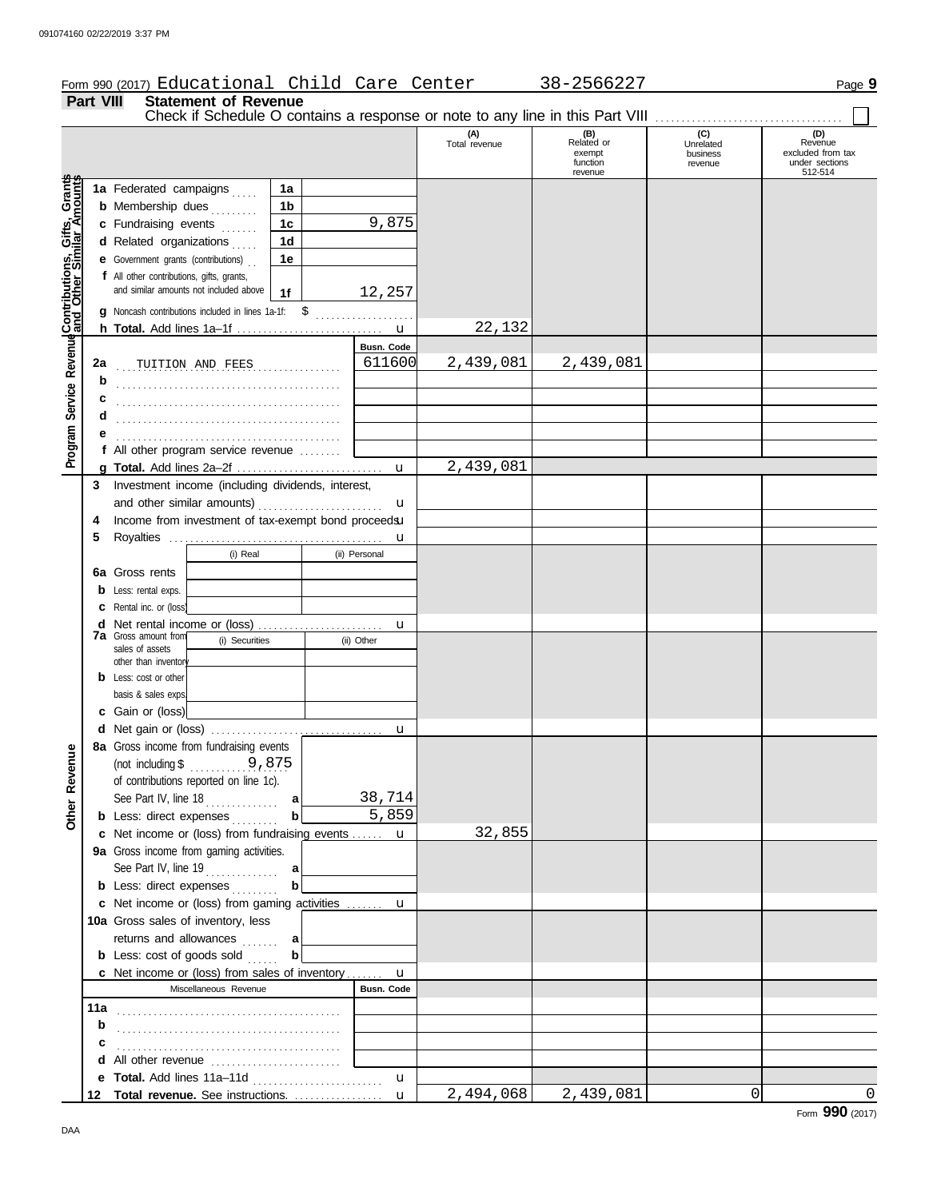Form 990 (2017) Educational Child Care Center 38-2566227

## Part VIII Statement of Revenue

Check if Schedule O contains a response or note to any line in this Part VIII ☐

| | | | (A) Total revenue | (B) Related or exempt function revenue | (C) Unrelated business revenue | (D) Revenue excluded from tax under sections 512-514 |
|---|---|---|---|---|---|---|
| **Contributions, Gifts, Grants and Other Similar Amounts** | 1a Federated campaigns | 1a | | | | |
| | b Membership dues | 1b | | | | |
| | c Fundraising events | 1c 9,875 | | | | |
| | d Related organizations | 1d | | | | |
| | e Government grants (contributions) | 1e | | | | |
| | f All other contributions, gifts, grants, and similar amounts not included above | 1f 12,257 | | | | |
| | g Noncash contributions included in lines 1a-1f: $ | | | | | |
| | h **Total.** Add lines 1a–1f | | 22,132 | | | |
| **Program Service Revenue** | | Busn. Code | | | | |
| | 2a TUITION AND FEES | 611600 | 2,439,081 | 2,439,081 | | |
| | b | | | | | |
| | c | | | | | |
| | d | | | | | |
| | e | | | | | |
| | f All other program service revenue | | | | | |
| | g **Total.** Add lines 2a–2f | | 2,439,081 | | | |
| | 3 Investment income (including dividends, interest, and other similar amounts) | | | | | |
| | 4 Income from investment of tax-exempt bond proceeds | | | | | |
| | 5 Royalties | | | | | |
| | | (i) Real / (ii) Personal | | | | |
| | 6a Gross rents | | | | | |
| | b Less: rental exps. | | | | | |
| | c Rental inc. or (loss) | | | | | |
| | d Net rental income or (loss) | | | | | |
| | 7a Gross amount from sales of assets other than inventory | (i) Securities / (ii) Other | | | | |
| | b Less: cost or other basis & sales exps. | | | | | |
| | c Gain or (loss) | | | | | |
| | d Net gain or (loss) | | | | | |
| **Other Revenue** | 8a Gross income from fundraising events (not including $ 9,875 of contributions reported on line 1c). See Part IV, line 18 | a 38,714 | | | | |
| | b Less: direct expenses | b 5,859 | | | | |
| | c Net income or (loss) from fundraising events | | 32,855 | | | |
| | 9a Gross income from gaming activities. See Part IV, line 19 | a | | | | |
| | b Less: direct expenses | b | | | | |
| | c Net income or (loss) from gaming activities | | | | | |
| | 10a Gross sales of inventory, less returns and allowances | a | | | | |
| | b Less: cost of goods sold | b | | | | |
| | c Net income or (loss) from sales of inventory | | | | | |
| | Miscellaneous Revenue | Busn. Code | | | | |
| | 11a | | | | | |
| | b | | | | | |
| | c | | | | | |
| | d All other revenue | | | | | |
| | e **Total.** Add lines 11a–11d | | | | | |
| | 12 **Total revenue.** See instructions. | | 2,494,068 | 2,439,081 | 0 | 0 |

Form **990** (2017)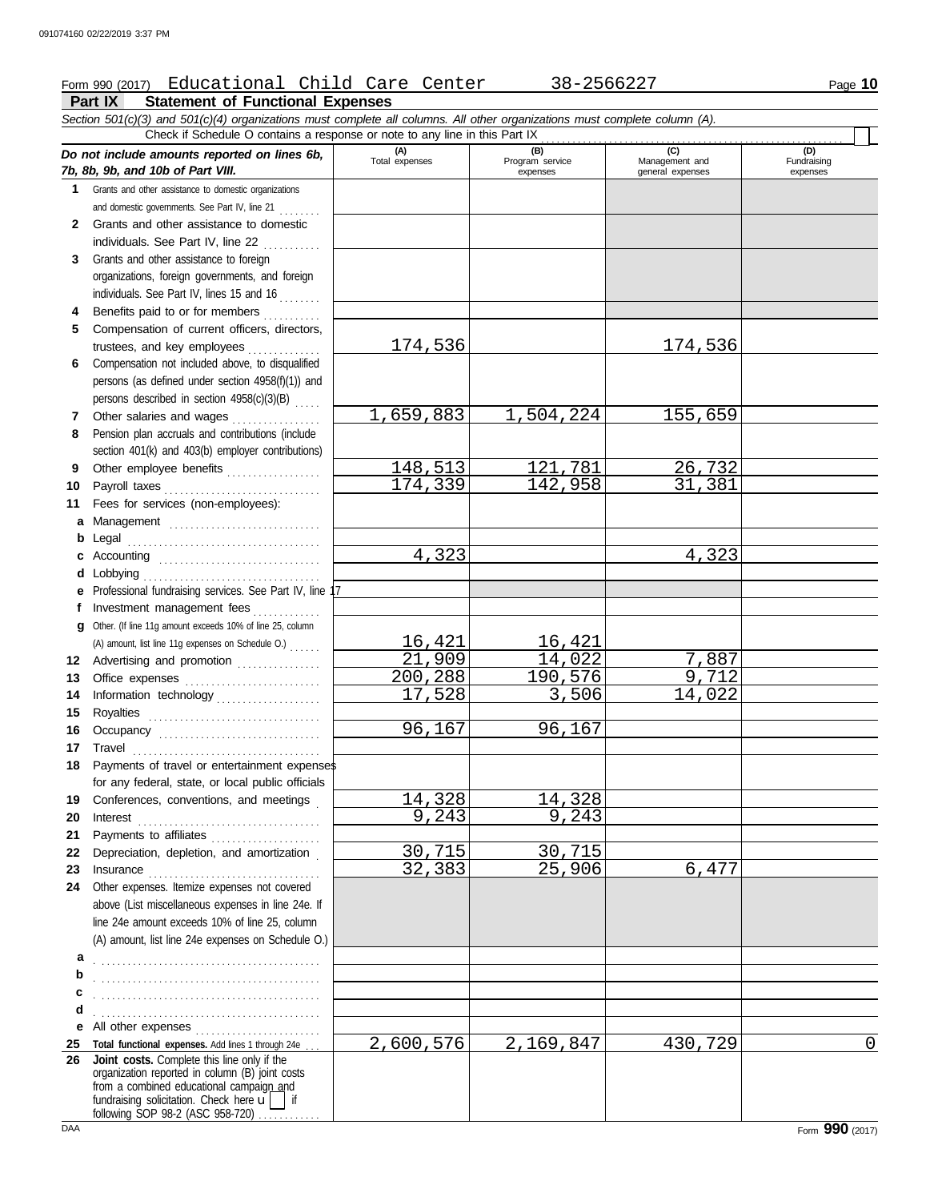Form 990 (2017) Educational Child Care Center 38-2566227

## Part IX Statement of Functional Expenses

*Section 501(c)(3) and 501(c)(4) organizations must complete all columns. All other organizations must complete column (A).*

Check if Schedule O contains a response or note to any line in this Part IX ☐

| | *Do not include amounts reported on lines 6b, 7b, 8b, 9b, and 10b of Part VIII.* | (A) Total expenses | (B) Program service expenses | (C) Management and general expenses | (D) Fundraising expenses |
|---|---|---|---|---|---|
| 1 | Grants and other assistance to domestic organizations and domestic governments. See Part IV, line 21 | | | | |
| 2 | Grants and other assistance to domestic individuals. See Part IV, line 22 | | | | |
| 3 | Grants and other assistance to foreign organizations, foreign governments, and foreign individuals. See Part IV, lines 15 and 16 | | | | |
| 4 | Benefits paid to or for members | | | | |
| 5 | Compensation of current officers, directors, trustees, and key employees | 174,536 | | 174,536 | |
| 6 | Compensation not included above, to disqualified persons (as defined under section 4958(f)(1)) and persons described in section 4958(c)(3)(B) | | | | |
| 7 | Other salaries and wages | 1,659,883 | 1,504,224 | 155,659 | |
| 8 | Pension plan accruals and contributions (include section 401(k) and 403(b) employer contributions) | | | | |
| 9 | Other employee benefits | 148,513 | 121,781 | 26,732 | |
| 10 | Payroll taxes | 174,339 | 142,958 | 31,381 | |
| 11 | Fees for services (non-employees): | | | | |
| a | Management | | | | |
| b | Legal | | | | |
| c | Accounting | 4,323 | | 4,323 | |
| d | Lobbying | | | | |
| e | Professional fundraising services. See Part IV, line 17 | | | | |
| f | Investment management fees | | | | |
| g | Other. (If line 11g amount exceeds 10% of line 25, column (A) amount, list line 11g expenses on Schedule O.) | 16,421 | 16,421 | | |
| 12 | Advertising and promotion | 21,909 | 14,022 | 7,887 | |
| 13 | Office expenses | 200,288 | 190,576 | 9,712 | |
| 14 | Information technology | 17,528 | 3,506 | 14,022 | |
| 15 | Royalties | | | | |
| 16 | Occupancy | 96,167 | 96,167 | | |
| 17 | Travel | | | | |
| 18 | Payments of travel or entertainment expenses for any federal, state, or local public officials | | | | |
| 19 | Conferences, conventions, and meetings | 14,328 | 14,328 | | |
| 20 | Interest | 9,243 | 9,243 | | |
| 21 | Payments to affiliates | | | | |
| 22 | Depreciation, depletion, and amortization | 30,715 | 30,715 | | |
| 23 | Insurance | 32,383 | 25,906 | 6,477 | |
| 24 | Other expenses. Itemize expenses not covered above (List miscellaneous expenses in line 24e. If line 24e amount exceeds 10% of line 25, column (A) amount, list line 24e expenses on Schedule O.) | | | | |
| a | | | | | |
| b | | | | | |
| c | | | | | |
| d | | | | | |
| e | All other expenses | | | | |
| 25 | **Total functional expenses.** Add lines 1 through 24e | 2,600,576 | 2,169,847 | 430,729 | 0 |
| 26 | **Joint costs.** Complete this line only if the organization reported in column (B) joint costs from a combined educational campaign and fundraising solicitation. Check here ☐ if following SOP 98-2 (ASC 958-720) | | | | |

Form **990** (2017)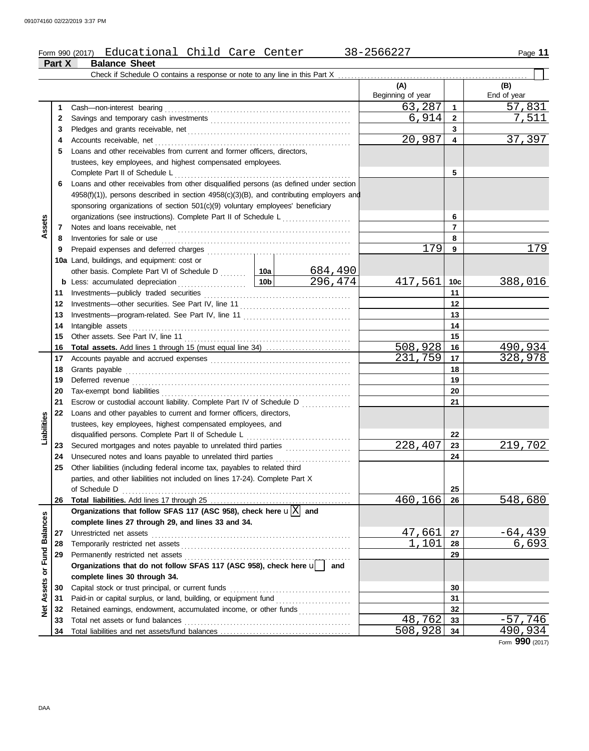Form 990 (2017) Educational Child Care Center 38-2566227 Page **11**

## Part X Balance Sheet

Check if Schedule O contains a response or note to any line in this Part X ☐

| | | Description | | | (A) Beginning of year | | (B) End of year |
|---|---|---|---|---|---|---|---|
| **Assets** | 1 | Cash—non-interest bearing | | | 63,287 | 1 | 57,831 |
| | 2 | Savings and temporary cash investments | | | 6,914 | 2 | 7,511 |
| | 3 | Pledges and grants receivable, net | | | | 3 | |
| | 4 | Accounts receivable, net | | | 20,987 | 4 | 37,397 |
| | 5 | Loans and other receivables from current and former officers, directors, trustees, key employees, and highest compensated employees. Complete Part II of Schedule L | | | | 5 | |
| | 6 | Loans and other receivables from other disqualified persons (as defined under section 4958(f)(1)), persons described in section 4958(c)(3)(B), and contributing employers and sponsoring organizations of section 501(c)(9) voluntary employees' beneficiary organizations (see instructions). Complete Part II of Schedule L | | | | 6 | |
| | 7 | Notes and loans receivable, net | | | | 7 | |
| | 8 | Inventories for sale or use | | | | 8 | |
| | 9 | Prepaid expenses and deferred charges | | | 179 | 9 | 179 |
| | 10a | Land, buildings, and equipment: cost or other basis. Complete Part VI of Schedule D | 10a | 684,490 | | | |
| | b | Less: accumulated depreciation | 10b | 296,474 | 417,561 | 10c | 388,016 |
| | 11 | Investments—publicly traded securities | | | | 11 | |
| | 12 | Investments—other securities. See Part IV, line 11 | | | | 12 | |
| | 13 | Investments—program-related. See Part IV, line 11 | | | | 13 | |
| | 14 | Intangible assets | | | | 14 | |
| | 15 | Other assets. See Part IV, line 11 | | | | 15 | |
| | 16 | **Total assets.** Add lines 1 through 15 (must equal line 34) | | | 508,928 | 16 | 490,934 |
| **Liabilities** | 17 | Accounts payable and accrued expenses | | | 231,759 | 17 | 328,978 |
| | 18 | Grants payable | | | | 18 | |
| | 19 | Deferred revenue | | | | 19 | |
| | 20 | Tax-exempt bond liabilities | | | | 20 | |
| | 21 | Escrow or custodial account liability. Complete Part IV of Schedule D | | | | 21 | |
| | 22 | Loans and other payables to current and former officers, directors, trustees, key employees, highest compensated employees, and disqualified persons. Complete Part II of Schedule L | | | | 22 | |
| | 23 | Secured mortgages and notes payable to unrelated third parties | | | 228,407 | 23 | 219,702 |
| | 24 | Unsecured notes and loans payable to unrelated third parties | | | | 24 | |
| | 25 | Other liabilities (including federal income tax, payables to related third parties, and other liabilities not included on lines 17-24). Complete Part X of Schedule D | | | | 25 | |
| | 26 | **Total liabilities.** Add lines 17 through 25 | | | 460,166 | 26 | 548,680 |
| **Net Assets or Fund Balances** | | **Organizations that follow SFAS 117 (ASC 958), check here** ☒ **and complete lines 27 through 29, and lines 33 and 34.** | | | | | |
| | 27 | Unrestricted net assets | | | 47,661 | 27 | -64,439 |
| | 28 | Temporarily restricted net assets | | | 1,101 | 28 | 6,693 |
| | 29 | Permanently restricted net assets | | | | 29 | |
| | | **Organizations that do not follow SFAS 117 (ASC 958), check here** ☐ **and complete lines 30 through 34.** | | | | | |
| | 30 | Capital stock or trust principal, or current funds | | | | 30 | |
| | 31 | Paid-in or capital surplus, or land, building, or equipment fund | | | | 31 | |
| | 32 | Retained earnings, endowment, accumulated income, or other funds | | | | 32 | |
| | 33 | Total net assets or fund balances | | | 48,762 | 33 | -57,746 |
| | 34 | Total liabilities and net assets/fund balances | | | 508,928 | 34 | 490,934 |

Form **990** (2017)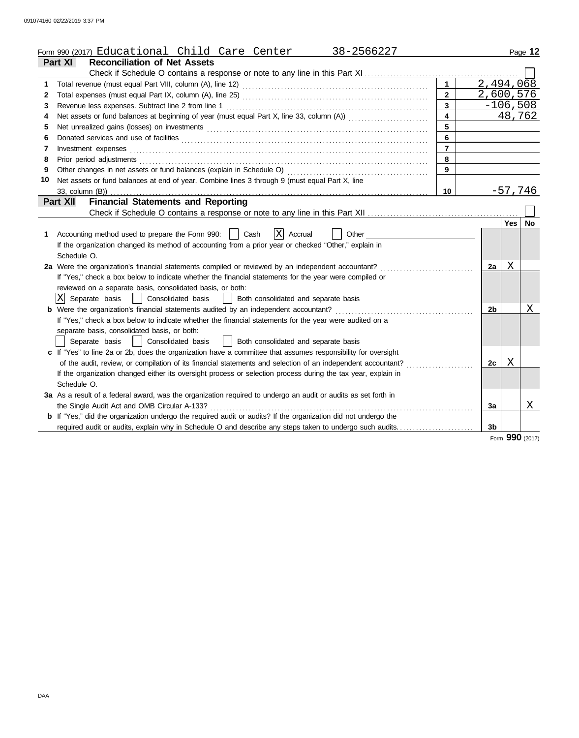Form 990 (2017) Educational Child Care Center 38-2566227

## Part XI Reconciliation of Net Assets

Check if Schedule O contains a response or note to any line in this Part XI . . . . . . ☐

| | | | |
|---|---|---|---|
| 1 | Total revenue (must equal Part VIII, column (A), line 12) | 1 | 2,494,068 |
| 2 | Total expenses (must equal Part IX, column (A), line 25) | 2 | 2,600,576 |
| 3 | Revenue less expenses. Subtract line 2 from line 1 | 3 | -106,508 |
| 4 | Net assets or fund balances at beginning of year (must equal Part X, line 33, column (A)) | 4 | 48,762 |
| 5 | Net unrealized gains (losses) on investments | 5 | |
| 6 | Donated services and use of facilities | 6 | |
| 7 | Investment expenses | 7 | |
| 8 | Prior period adjustments | 8 | |
| 9 | Other changes in net assets or fund balances (explain in Schedule O) | 9 | |
| 10 | Net assets or fund balances at end of year. Combine lines 3 through 9 (must equal Part X, line 33, column (B)) | 10 | -57,746 |

## Part XII Financial Statements and Reporting

Check if Schedule O contains a response or note to any line in this Part XII . . . . . . ☐

| | | | Yes | No |
|---|---|---|---|---|
| 1 | Accounting method used to prepare the Form 990: ☐ Cash ☒ Accrual ☐ Other<br>If the organization changed its method of accounting from a prior year or checked "Other," explain in Schedule O. | | | |
| 2a | Were the organization's financial statements compiled or reviewed by an independent accountant? | 2a | X | |
| | If "Yes," check a box below to indicate whether the financial statements for the year were compiled or reviewed on a separate basis, consolidated basis, or both:<br>☒ Separate basis ☐ Consolidated basis ☐ Both consolidated and separate basis | | | |
| b | Were the organization's financial statements audited by an independent accountant? | 2b | | X |
| | If "Yes," check a box below to indicate whether the financial statements for the year were audited on a separate basis, consolidated basis, or both:<br>☐ Separate basis ☐ Consolidated basis ☐ Both consolidated and separate basis | | | |
| c | If "Yes" to line 2a or 2b, does the organization have a committee that assumes responsibility for oversight of the audit, review, or compilation of its financial statements and selection of an independent accountant? | 2c | X | |
| | If the organization changed either its oversight process or selection process during the tax year, explain in Schedule O. | | | |
| 3a | As a result of a federal award, was the organization required to undergo an audit or audits as set forth in the Single Audit Act and OMB Circular A-133? | 3a | | X |
| b | If "Yes," did the organization undergo the required audit or audits? If the organization did not undergo the required audit or audits, explain why in Schedule O and describe any steps taken to undergo such audits. | 3b | | |

Form 990 (2017)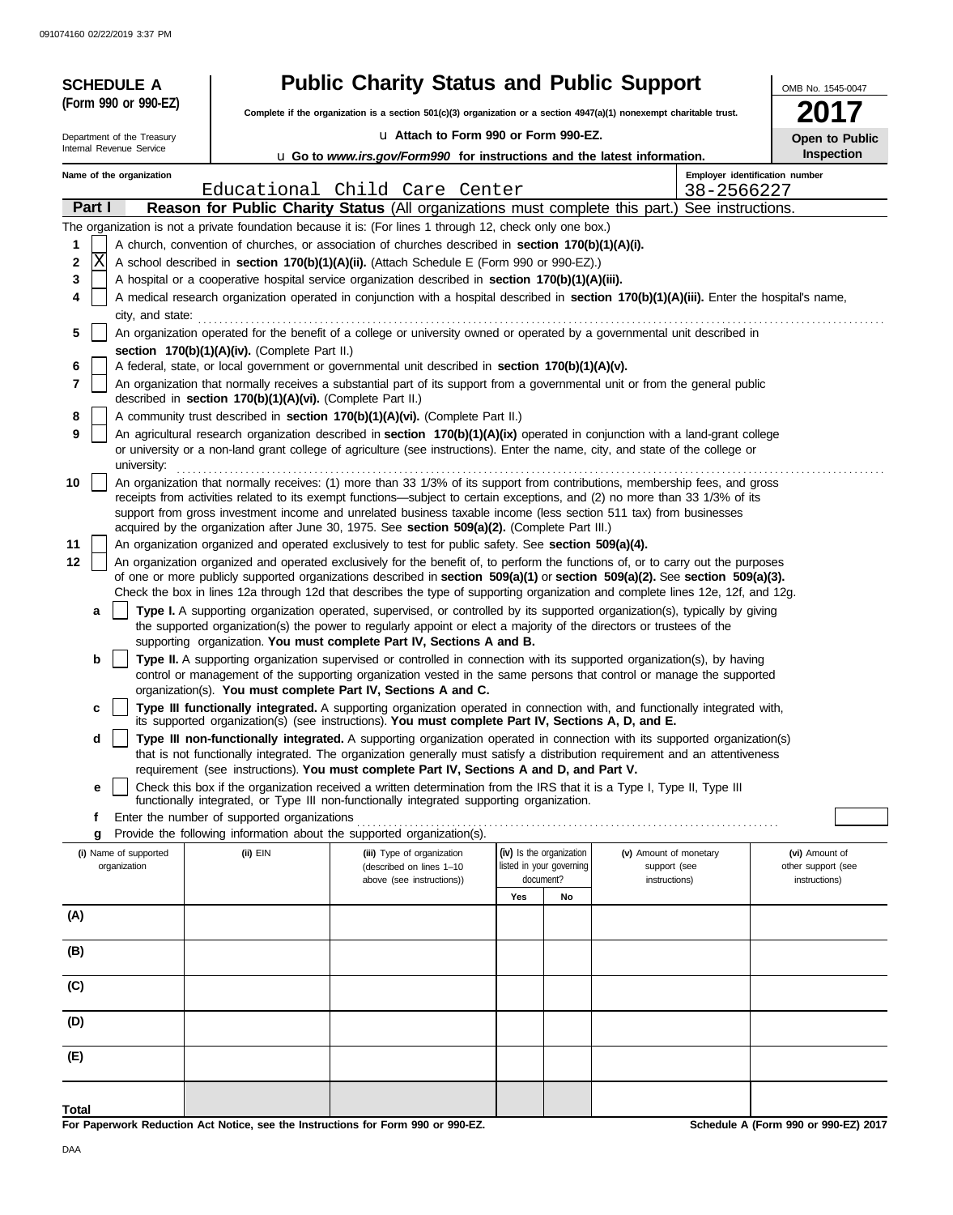**SCHEDULE A (Form 990 or 990-EZ)**

Department of the Treasury
Internal Revenue Service

# Public Charity Status and Public Support

**Complete if the organization is a section 501(c)(3) organization or a section 4947(a)(1) nonexempt charitable trust.**

u **Attach to Form 990 or Form 990-EZ.**

u **Go to *www.irs.gov/Form990* for instructions and the latest information.**

OMB No. 1545-0047

**2017**

**Open to Public Inspection**

**Name of the organization**
Educational Child Care Center

**Employer identification number**
38-2566227

## Part I Reason for Public Charity Status (All organizations must complete this part.) See instructions.

The organization is not a private foundation because it is: (For lines 1 through 12, check only one box.)

1 [ ] A church, convention of churches, or association of churches described in **section 170(b)(1)(A)(i).**

2 [X] A school described in **section 170(b)(1)(A)(ii).** (Attach Schedule E (Form 990 or 990-EZ).)

3 [ ] A hospital or a cooperative hospital service organization described in **section 170(b)(1)(A)(iii).**

4 [ ] A medical research organization operated in conjunction with a hospital described in **section 170(b)(1)(A)(iii).** Enter the hospital's name, city, and state: ..........

5 [ ] An organization operated for the benefit of a college or university owned or operated by a governmental unit described in **section 170(b)(1)(A)(iv).** (Complete Part II.)

6 [ ] A federal, state, or local government or governmental unit described in **section 170(b)(1)(A)(v).**

7 [ ] An organization that normally receives a substantial part of its support from a governmental unit or from the general public described in **section 170(b)(1)(A)(vi).** (Complete Part II.)

8 [ ] A community trust described in **section 170(b)(1)(A)(vi).** (Complete Part II.)

9 [ ] An agricultural research organization described in **section 170(b)(1)(A)(ix)** operated in conjunction with a land-grant college or university or a non-land grant college of agriculture (see instructions). Enter the name, city, and state of the college or university: ..........

10 [ ] An organization that normally receives: (1) more than 33 1/3% of its support from contributions, membership fees, and gross receipts from activities related to its exempt functions—subject to certain exceptions, and (2) no more than 33 1/3% of its support from gross investment income and unrelated business taxable income (less section 511 tax) from businesses acquired by the organization after June 30, 1975. See **section 509(a)(2).** (Complete Part III.)

11 [ ] An organization organized and operated exclusively to test for public safety. See **section 509(a)(4).**

12 [ ] An organization organized and operated exclusively for the benefit of, to perform the functions of, or to carry out the purposes of one or more publicly supported organizations described in **section 509(a)(1)** or **section 509(a)(2).** See **section 509(a)(3).** Check the box in lines 12a through 12d that describes the type of supporting organization and complete lines 12e, 12f, and 12g.

a [ ] **Type I.** A supporting organization operated, supervised, or controlled by its supported organization(s), typically by giving the supported organization(s) the power to regularly appoint or elect a majority of the directors or trustees of the supporting organization. **You must complete Part IV, Sections A and B.**

b [ ] **Type II.** A supporting organization supervised or controlled in connection with its supported organization(s), by having control or management of the supporting organization vested in the same persons that control or manage the supported organization(s). **You must complete Part IV, Sections A and C.**

c [ ] **Type III functionally integrated.** A supporting organization operated in connection with, and functionally integrated with, its supported organization(s) (see instructions). **You must complete Part IV, Sections A, D, and E.**

d [ ] **Type III non-functionally integrated.** A supporting organization operated in connection with its supported organization(s) that is not functionally integrated. The organization generally must satisfy a distribution requirement and an attentiveness requirement (see instructions). **You must complete Part IV, Sections A and D, and Part V.**

e [ ] Check this box if the organization received a written determination from the IRS that it is a Type I, Type II, Type III functionally integrated, or Type III non-functionally integrated supporting organization.

f Enter the number of supported organizations ..........

g Provide the following information about the supported organization(s).

| (i) Name of supported organization | (ii) EIN | (iii) Type of organization (described on lines 1–10 above (see instructions)) | (iv) Is the organization listed in your governing document? | | (v) Amount of monetary support (see instructions) | (vi) Amount of other support (see instructions) |
|---|---|---|---|---|---|---|
| | | | Yes | No | | |
| (A) | | | | | | |
| (B) | | | | | | |
| (C) | | | | | | |
| (D) | | | | | | |
| (E) | | | | | | |
| Total | | | | | | |

**For Paperwork Reduction Act Notice, see the Instructions for Form 990 or 990-EZ.**

**Schedule A (Form 990 or 990-EZ) 2017**

DAA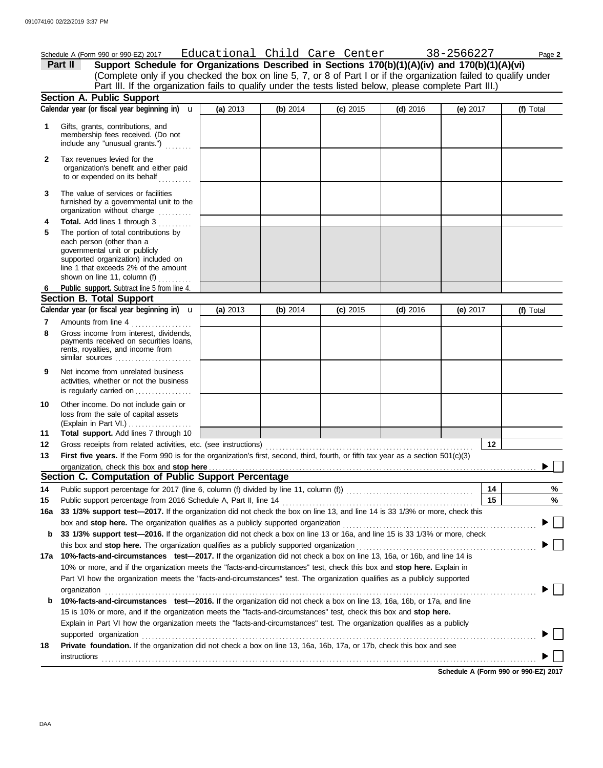Schedule A (Form 990 or 990-EZ) 2017 Educational Child Care Center 38-2566227 Page **2**

## Part II Support Schedule for Organizations Described in Sections 170(b)(1)(A)(iv) and 170(b)(1)(A)(vi)

(Complete only if you checked the box on line 5, 7, or 8 of Part I or if the organization failed to qualify under Part III. If the organization fails to qualify under the tests listed below, please complete Part III.)

### Section A. Public Support

| Calendar year (or fiscal year beginning in) u | (a) 2013 | (b) 2014 | (c) 2015 | (d) 2016 | (e) 2017 | (f) Total |
|---|---|---|---|---|---|---|
| **1** Gifts, grants, contributions, and membership fees received. (Do not include any "unusual grants.") | | | | | | |
| **2** Tax revenues levied for the organization's benefit and either paid to or expended on its behalf | | | | | | |
| **3** The value of services or facilities furnished by a governmental unit to the organization without charge | | | | | | |
| **4** **Total.** Add lines 1 through 3 | | | | | | |
| **5** The portion of total contributions by each person (other than a governmental unit or publicly supported organization) included on line 1 that exceeds 2% of the amount shown on line 11, column (f) | | | | | | |
| **6** **Public support.** Subtract line 5 from line 4. | | | | | | |

### Section B. Total Support

| Calendar year (or fiscal year beginning in) u | (a) 2013 | (b) 2014 | (c) 2015 | (d) 2016 | (e) 2017 | (f) Total |
|---|---|---|---|---|---|---|
| **7** Amounts from line 4 | | | | | | |
| **8** Gross income from interest, dividends, payments received on securities loans, rents, royalties, and income from similar sources | | | | | | |
| **9** Net income from unrelated business activities, whether or not the business is regularly carried on | | | | | | |
| **10** Other income. Do not include gain or loss from the sale of capital assets (Explain in Part VI.) | | | | | | |
| **11** **Total support.** Add lines 7 through 10 | | | | | | |

**12** Gross receipts from related activities, etc. (see instructions) **12**

**13** **First five years.** If the Form 990 is for the organization's first, second, third, fourth, or fifth tax year as a section 501(c)(3) organization, check this box and **stop here** ▶ ☐

### Section C. Computation of Public Support Percentage

**14** Public support percentage for 2017 (line 6, column (f) divided by line 11, column (f)) **14** %

**15** Public support percentage from 2016 Schedule A, Part II, line 14 **15** %

**16a** **33 1/3% support test—2017.** If the organization did not check the box on line 13, and line 14 is 33 1/3% or more, check this box and **stop here.** The organization qualifies as a publicly supported organization ▶ ☐

**b** **33 1/3% support test—2016.** If the organization did not check a box on line 13 or 16a, and line 15 is 33 1/3% or more, check this box and **stop here.** The organization qualifies as a publicly supported organization ▶ ☐

**17a** **10%-facts-and-circumstances test—2017.** If the organization did not check a box on line 13, 16a, or 16b, and line 14 is 10% or more, and if the organization meets the "facts-and-circumstances" test, check this box and **stop here.** Explain in Part VI how the organization meets the "facts-and-circumstances" test. The organization qualifies as a publicly supported organization ▶ ☐

**b** **10%-facts-and-circumstances test—2016.** If the organization did not check a box on line 13, 16a, 16b, or 17a, and line 15 is 10% or more, and if the organization meets the "facts-and-circumstances" test, check this box and **stop here.** Explain in Part VI how the organization meets the "facts-and-circumstances" test. The organization qualifies as a publicly supported organization ▶ ☐

**18** **Private foundation.** If the organization did not check a box on line 13, 16a, 16b, 17a, or 17b, check this box and see instructions ▶ ☐

**Schedule A (Form 990 or 990-EZ) 2017**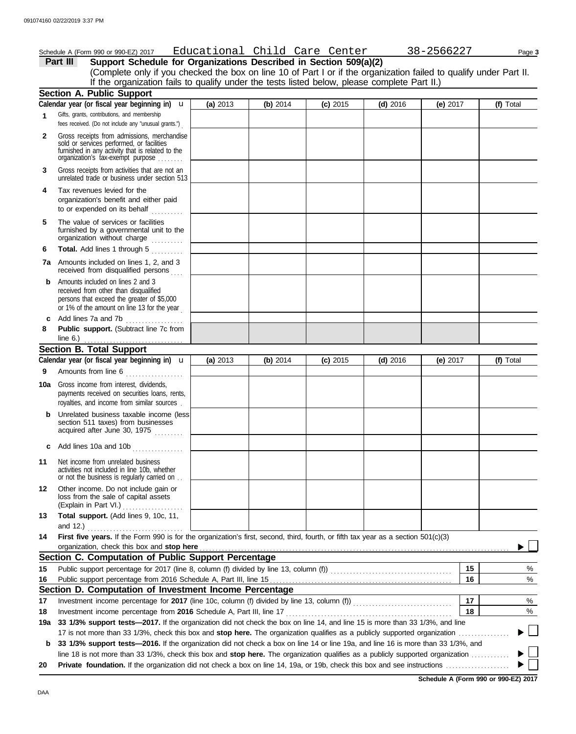Schedule A (Form 990 or 990-EZ) 2017 Educational Child Care Center 38-2566227 Page 3

## Part III Support Schedule for Organizations Described in Section 509(a)(2)

(Complete only if you checked the box on line 10 of Part I or if the organization failed to qualify under Part II. If the organization fails to qualify under the tests listed below, please complete Part II.)

### Section A. Public Support

| | Calendar year (or fiscal year beginning in) u | (a) 2013 | (b) 2014 | (c) 2015 | (d) 2016 | (e) 2017 | (f) Total |
|---|---|---|---|---|---|---|---|
| 1 | Gifts, grants, contributions, and membership fees received. (Do not include any "unusual grants.") | | | | | | |
| 2 | Gross receipts from admissions, merchandise sold or services performed, or facilities furnished in any activity that is related to the organization's tax-exempt purpose | | | | | | |
| 3 | Gross receipts from activities that are not an unrelated trade or business under section 513 | | | | | | |
| 4 | Tax revenues levied for the organization's benefit and either paid to or expended on its behalf | | | | | | |
| 5 | The value of services or facilities furnished by a governmental unit to the organization without charge | | | | | | |
| 6 | **Total.** Add lines 1 through 5 | | | | | | |
| 7a | Amounts included on lines 1, 2, and 3 received from disqualified persons | | | | | | |
| b | Amounts included on lines 2 and 3 received from other than disqualified persons that exceed the greater of $5,000 or 1% of the amount on line 13 for the year | | | | | | |
| c | Add lines 7a and 7b | | | | | | |
| 8 | **Public support.** (Subtract line 7c from line 6.) | | | | | | |

### Section B. Total Support

| | Calendar year (or fiscal year beginning in) u | (a) 2013 | (b) 2014 | (c) 2015 | (d) 2016 | (e) 2017 | (f) Total |
|---|---|---|---|---|---|---|---|
| 9 | Amounts from line 6 | | | | | | |
| 10a | Gross income from interest, dividends, payments received on securities loans, rents, royalties, and income from similar sources | | | | | | |
| b | Unrelated business taxable income (less section 511 taxes) from businesses acquired after June 30, 1975 | | | | | | |
| c | Add lines 10a and 10b | | | | | | |
| 11 | Net income from unrelated business activities not included in line 10b, whether or not the business is regularly carried on | | | | | | |
| 12 | Other income. Do not include gain or loss from the sale of capital assets (Explain in Part VI.) | | | | | | |
| 13 | **Total support.** (Add lines 9, 10c, 11, and 12.) | | | | | | |

**14** **First five years.** If the Form 990 is for the organization's first, second, third, fourth, or fifth tax year as a section 501(c)(3) organization, check this box and **stop here** ▶ ☐

### Section C. Computation of Public Support Percentage

| | | | |
|---|---|---|---|
| 15 | Public support percentage for 2017 (line 8, column (f) divided by line 13, column (f)) | 15 | % |
| 16 | Public support percentage from 2016 Schedule A, Part III, line 15 | 16 | % |

### Section D. Computation of Investment Income Percentage

| | | | |
|---|---|---|---|
| 17 | Investment income percentage for **2017** (line 10c, column (f) divided by line 13, column (f)) | 17 | % |
| 18 | Investment income percentage from **2016** Schedule A, Part III, line 17 | 18 | % |

**19a** **33 1/3% support tests—2017.** If the organization did not check the box on line 14, and line 15 is more than 33 1/3%, and line 17 is not more than 33 1/3%, check this box and **stop here.** The organization qualifies as a publicly supported organization ▶ ☐

**b** **33 1/3% support tests—2016.** If the organization did not check a box on line 14 or line 19a, and line 16 is more than 33 1/3%, and line 18 is not more than 33 1/3%, check this box and **stop here.** The organization qualifies as a publicly supported organization ▶ ☐

**20** **Private foundation.** If the organization did not check a box on line 14, 19a, or 19b, check this box and see instructions ▶ ☐

**Schedule A (Form 990 or 990-EZ) 2017**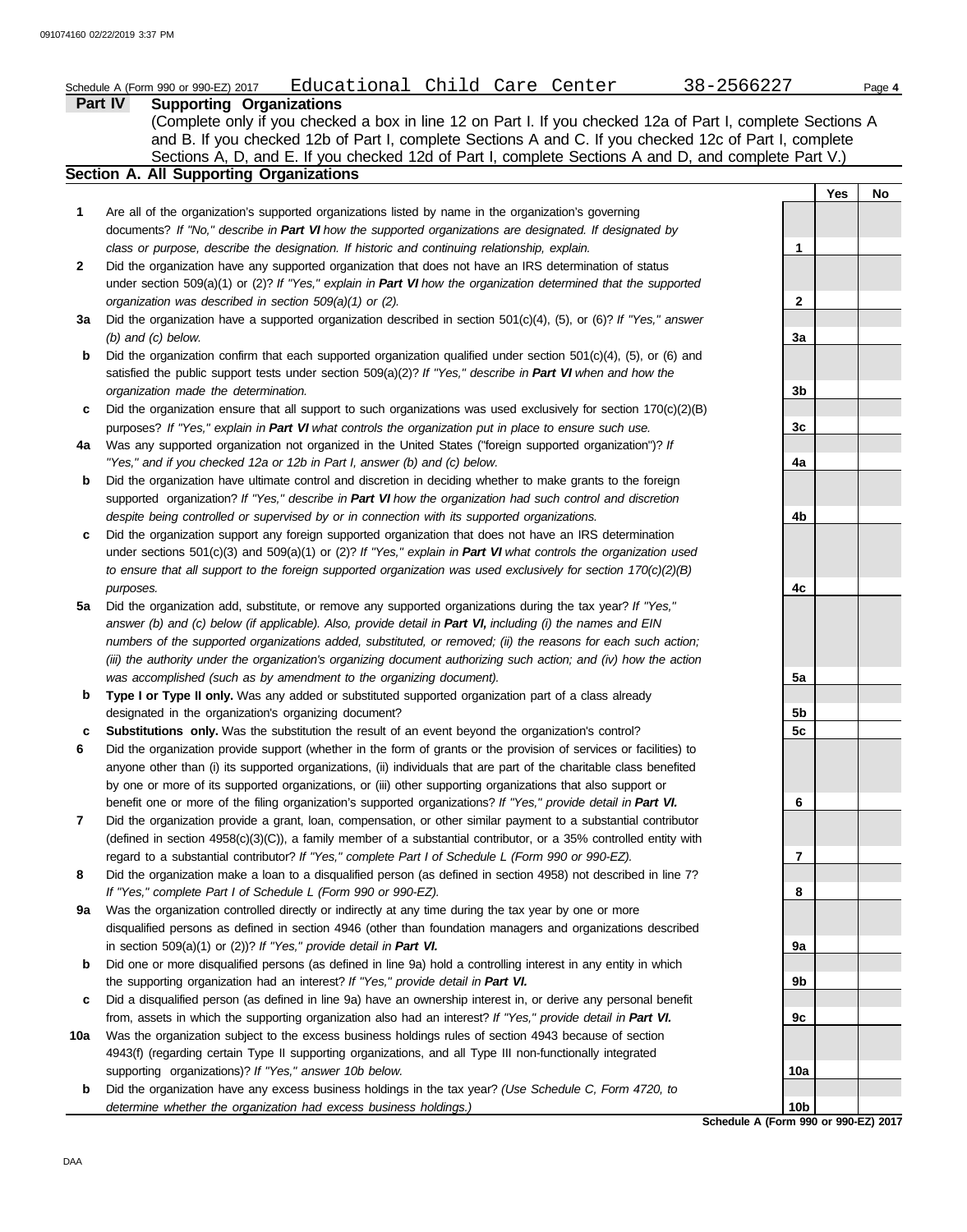Schedule A (Form 990 or 990-EZ) 2017 Educational Child Care Center 38-2566227 Page **4**

## Part IV Supporting Organizations

(Complete only if you checked a box in line 12 on Part I. If you checked 12a of Part I, complete Sections A and B. If you checked 12b of Part I, complete Sections A and C. If you checked 12c of Part I, complete Sections A, D, and E. If you checked 12d of Part I, complete Sections A and D, and complete Part V.)

### Section A. All Supporting Organizations

| | | | Yes | No |
|---|---|---|---|---|
| **1** | Are all of the organization's supported organizations listed by name in the organization's governing documents? *If "No," describe in **Part VI** how the supported organizations are designated. If designated by class or purpose, describe the designation. If historic and continuing relationship, explain.* | **1** | | |
| **2** | Did the organization have any supported organization that does not have an IRS determination of status under section 509(a)(1) or (2)? *If "Yes," explain in **Part VI** how the organization determined that the supported organization was described in section 509(a)(1) or (2).* | **2** | | |
| **3a** | Did the organization have a supported organization described in section 501(c)(4), (5), or (6)? *If "Yes," answer (b) and (c) below.* | **3a** | | |
| **b** | Did the organization confirm that each supported organization qualified under section 501(c)(4), (5), or (6) and satisfied the public support tests under section 509(a)(2)? *If "Yes," describe in **Part VI** when and how the organization made the determination.* | **3b** | | |
| **c** | Did the organization ensure that all support to such organizations was used exclusively for section 170(c)(2)(B) purposes? *If "Yes," explain in **Part VI** what controls the organization put in place to ensure such use.* | **3c** | | |
| **4a** | Was any supported organization not organized in the United States ("foreign supported organization")? *If "Yes," and if you checked 12a or 12b in Part I, answer (b) and (c) below.* | **4a** | | |
| **b** | Did the organization have ultimate control and discretion in deciding whether to make grants to the foreign supported organization? *If "Yes," describe in **Part VI** how the organization had such control and discretion despite being controlled or supervised by or in connection with its supported organizations.* | **4b** | | |
| **c** | Did the organization support any foreign supported organization that does not have an IRS determination under sections 501(c)(3) and 509(a)(1) or (2)? *If "Yes," explain in **Part VI** what controls the organization used to ensure that all support to the foreign supported organization was used exclusively for section 170(c)(2)(B) purposes.* | **4c** | | |
| **5a** | Did the organization add, substitute, or remove any supported organizations during the tax year? *If "Yes," answer (b) and (c) below (if applicable). Also, provide detail in **Part VI,** including (i) the names and EIN numbers of the supported organizations added, substituted, or removed; (ii) the reasons for each such action; (iii) the authority under the organization's organizing document authorizing such action; and (iv) how the action was accomplished (such as by amendment to the organizing document).* | **5a** | | |
| **b** | **Type I or Type II only.** Was any added or substituted supported organization part of a class already designated in the organization's organizing document? | **5b** | | |
| **c** | **Substitutions only.** Was the substitution the result of an event beyond the organization's control? | **5c** | | |
| **6** | Did the organization provide support (whether in the form of grants or the provision of services or facilities) to anyone other than (i) its supported organizations, (ii) individuals that are part of the charitable class benefited by one or more of its supported organizations, or (iii) other supporting organizations that also support or benefit one or more of the filing organization's supported organizations? *If "Yes," provide detail in **Part VI.*** | **6** | | |
| **7** | Did the organization provide a grant, loan, compensation, or other similar payment to a substantial contributor (defined in section 4958(c)(3)(C)), a family member of a substantial contributor, or a 35% controlled entity with regard to a substantial contributor? *If "Yes," complete Part I of Schedule L (Form 990 or 990-EZ).* | **7** | | |
| **8** | Did the organization make a loan to a disqualified person (as defined in section 4958) not described in line 7? *If "Yes," complete Part I of Schedule L (Form 990 or 990-EZ).* | **8** | | |
| **9a** | Was the organization controlled directly or indirectly at any time during the tax year by one or more disqualified persons as defined in section 4946 (other than foundation managers and organizations described in section 509(a)(1) or (2))? *If "Yes," provide detail in **Part VI.*** | **9a** | | |
| **b** | Did one or more disqualified persons (as defined in line 9a) hold a controlling interest in any entity in which the supporting organization had an interest? *If "Yes," provide detail in **Part VI.*** | **9b** | | |
| **c** | Did a disqualified person (as defined in line 9a) have an ownership interest in, or derive any personal benefit from, assets in which the supporting organization also had an interest? *If "Yes," provide detail in **Part VI.*** | **9c** | | |
| **10a** | Was the organization subject to the excess business holdings rules of section 4943 because of section 4943(f) (regarding certain Type II supporting organizations, and all Type III non-functionally integrated supporting organizations)? *If "Yes," answer 10b below.* | **10a** | | |
| **b** | Did the organization have any excess business holdings in the tax year? *(Use Schedule C, Form 4720, to determine whether the organization had excess business holdings.)* | **10b** | | |

**Schedule A (Form 990 or 990-EZ) 2017**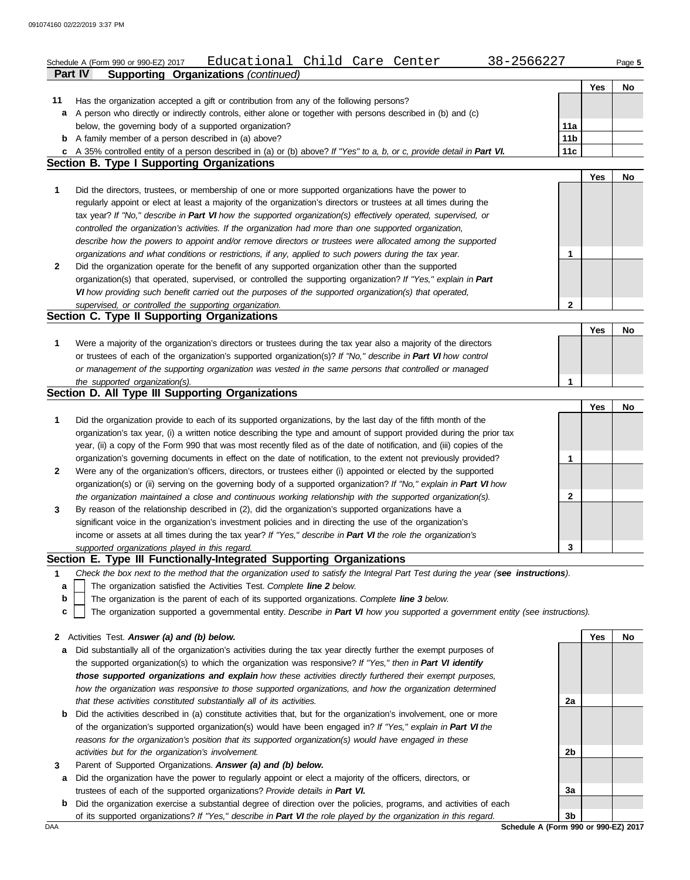Schedule A (Form 990 or 990-EZ) 2017 Educational Child Care Center 38-2566227 Page 5

## Part IV Supporting Organizations *(continued)*

| | | | Yes | No |
|---|---|---|---|---|
| **11** | Has the organization accepted a gift or contribution from any of the following persons? | | | |
| **a** | A person who directly or indirectly controls, either alone or together with persons described in (b) and (c) below, the governing body of a supported organization? | 11a | | |
| **b** | A family member of a person described in (a) above? | 11b | | |
| **c** | A 35% controlled entity of a person described in (a) or (b) above? *If "Yes" to a, b, or c, provide detail in **Part VI.*** | 11c | | |

### Section B. Type I Supporting Organizations

| | | | Yes | No |
|---|---|---|---|---|
| **1** | Did the directors, trustees, or membership of one or more supported organizations have the power to regularly appoint or elect at least a majority of the organization's directors or trustees at all times during the tax year? *If "No," describe in **Part VI** how the supported organization(s) effectively operated, supervised, or controlled the organization's activities. If the organization had more than one supported organization, describe how the powers to appoint and/or remove directors or trustees were allocated among the supported organizations and what conditions or restrictions, if any, applied to such powers during the tax year.* | 1 | | |
| **2** | Did the organization operate for the benefit of any supported organization other than the supported organization(s) that operated, supervised, or controlled the supporting organization? *If "Yes," explain in **Part VI** how providing such benefit carried out the purposes of the supported organization(s) that operated, supervised, or controlled the supporting organization.* | 2 | | |

### Section C. Type II Supporting Organizations

| | | | Yes | No |
|---|---|---|---|---|
| **1** | Were a majority of the organization's directors or trustees during the tax year also a majority of the directors or trustees of each of the organization's supported organization(s)? *If "No," describe in **Part VI** how control or management of the supporting organization was vested in the same persons that controlled or managed the supported organization(s).* | 1 | | |

### Section D. All Type III Supporting Organizations

| | | | Yes | No |
|---|---|---|---|---|
| **1** | Did the organization provide to each of its supported organizations, by the last day of the fifth month of the organization's tax year, (i) a written notice describing the type and amount of support provided during the prior tax year, (ii) a copy of the Form 990 that was most recently filed as of the date of notification, and (iii) copies of the organization's governing documents in effect on the date of notification, to the extent not previously provided? | 1 | | |
| **2** | Were any of the organization's officers, directors, or trustees either (i) appointed or elected by the supported organization(s) or (ii) serving on the governing body of a supported organization? *If "No," explain in **Part VI** how the organization maintained a close and continuous working relationship with the supported organization(s).* | 2 | | |
| **3** | By reason of the relationship described in (2), did the organization's supported organizations have a significant voice in the organization's investment policies and in directing the use of the organization's income or assets at all times during the tax year? *If "Yes," describe in **Part VI** the role the organization's supported organizations played in this regard.* | 3 | | |

### Section E. Type III Functionally-Integrated Supporting Organizations

**1** *Check the box next to the method that the organization used to satisfy the Integral Part Test during the year (**see instructions**).*

- **a** ☐ The organization satisfied the Activities Test. *Complete **line 2** below.*
- **b** ☐ The organization is the parent of each of its supported organizations. *Complete **line 3** below.*
- **c** ☐ The organization supported a governmental entity. *Describe in **Part VI** how you supported a government entity (see instructions).*

| | | | Yes | No |
|---|---|---|---|---|
| **2** | Activities Test. ***Answer (a) and (b) below.*** | | | |
| **a** | Did substantially all of the organization's activities during the tax year directly further the exempt purposes of the supported organization(s) to which the organization was responsive? *If "Yes," then in **Part VI identify those supported organizations and explain** how these activities directly furthered their exempt purposes, how the organization was responsive to those supported organizations, and how the organization determined that these activities constituted substantially all of its activities.* | 2a | | |
| **b** | Did the activities described in (a) constitute activities that, but for the organization's involvement, one or more of the organization's supported organization(s) would have been engaged in? *If "Yes," explain in **Part VI** the reasons for the organization's position that its supported organization(s) would have engaged in these activities but for the organization's involvement.* | 2b | | |
| **3** | Parent of Supported Organizations. ***Answer (a) and (b) below.*** | | | |
| **a** | Did the organization have the power to regularly appoint or elect a majority of the officers, directors, or trustees of each of the supported organizations? *Provide details in **Part VI.*** | 3a | | |
| **b** | Did the organization exercise a substantial degree of direction over the policies, programs, and activities of each of its supported organizations? *If "Yes," describe in **Part VI** the role played by the organization in this regard.* | 3b | | |

DAA **Schedule A (Form 990 or 990-EZ) 2017**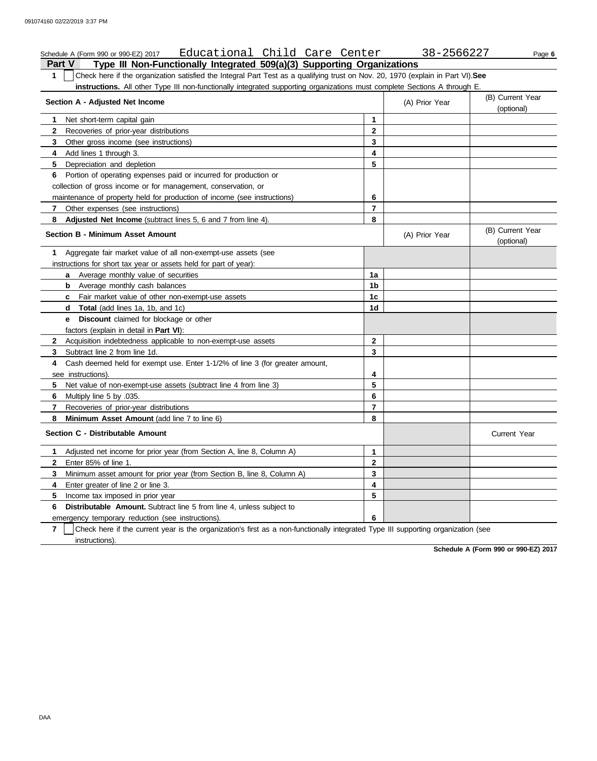Schedule A (Form 990 or 990-EZ) 2017 Educational Child Care Center 38-2566227 Page **6**

## Part V Type III Non-Functionally Integrated 509(a)(3) Supporting Organizations

**1** ☐ Check here if the organization satisfied the Integral Part Test as a qualifying trust on Nov. 20, 1970 (explain in Part VI). **See instructions.** All other Type III non-functionally integrated supporting organizations must complete Sections A through E.

| **Section A - Adjusted Net Income** | | (A) Prior Year | (B) Current Year (optional) |
|---|---|---|---|
| **1** Net short-term capital gain | **1** | | |
| **2** Recoveries of prior-year distributions | **2** | | |
| **3** Other gross income (see instructions) | **3** | | |
| **4** Add lines 1 through 3. | **4** | | |
| **5** Depreciation and depletion | **5** | | |
| **6** Portion of operating expenses paid or incurred for production or collection of gross income or for management, conservation, or maintenance of property held for production of income (see instructions) | **6** | | |
| **7** Other expenses (see instructions) | **7** | | |
| **8** **Adjusted Net Income** (subtract lines 5, 6 and 7 from line 4). | **8** | | |

| **Section B - Minimum Asset Amount** | | (A) Prior Year | (B) Current Year (optional) |
|---|---|---|---|
| **1** Aggregate fair market value of all non-exempt-use assets (see instructions for short tax year or assets held for part of year): | | | |
| **a** Average monthly value of securities | **1a** | | |
| **b** Average monthly cash balances | **1b** | | |
| **c** Fair market value of other non-exempt-use assets | **1c** | | |
| **d** **Total** (add lines 1a, 1b, and 1c) | **1d** | | |
| **e** **Discount** claimed for blockage or other factors (explain in detail in **Part VI**): | | | |
| **2** Acquisition indebtedness applicable to non-exempt-use assets | **2** | | |
| **3** Subtract line 2 from line 1d. | **3** | | |
| **4** Cash deemed held for exempt use. Enter 1-1/2% of line 3 (for greater amount, see instructions). | **4** | | |
| **5** Net value of non-exempt-use assets (subtract line 4 from line 3) | **5** | | |
| **6** Multiply line 5 by .035. | **6** | | |
| **7** Recoveries of prior-year distributions | **7** | | |
| **8** **Minimum Asset Amount** (add line 7 to line 6) | **8** | | |

| **Section C - Distributable Amount** | | | Current Year |
|---|---|---|---|
| **1** Adjusted net income for prior year (from Section A, line 8, Column A) | **1** | | |
| **2** Enter 85% of line 1. | **2** | | |
| **3** Minimum asset amount for prior year (from Section B, line 8, Column A) | **3** | | |
| **4** Enter greater of line 2 or line 3. | **4** | | |
| **5** Income tax imposed in prior year | **5** | | |
| **6** **Distributable Amount.** Subtract line 5 from line 4, unless subject to emergency temporary reduction (see instructions). | **6** | | |

**7** ☐ Check here if the current year is the organization's first as a non-functionally integrated Type III supporting organization (see instructions).

**Schedule A (Form 990 or 990-EZ) 2017**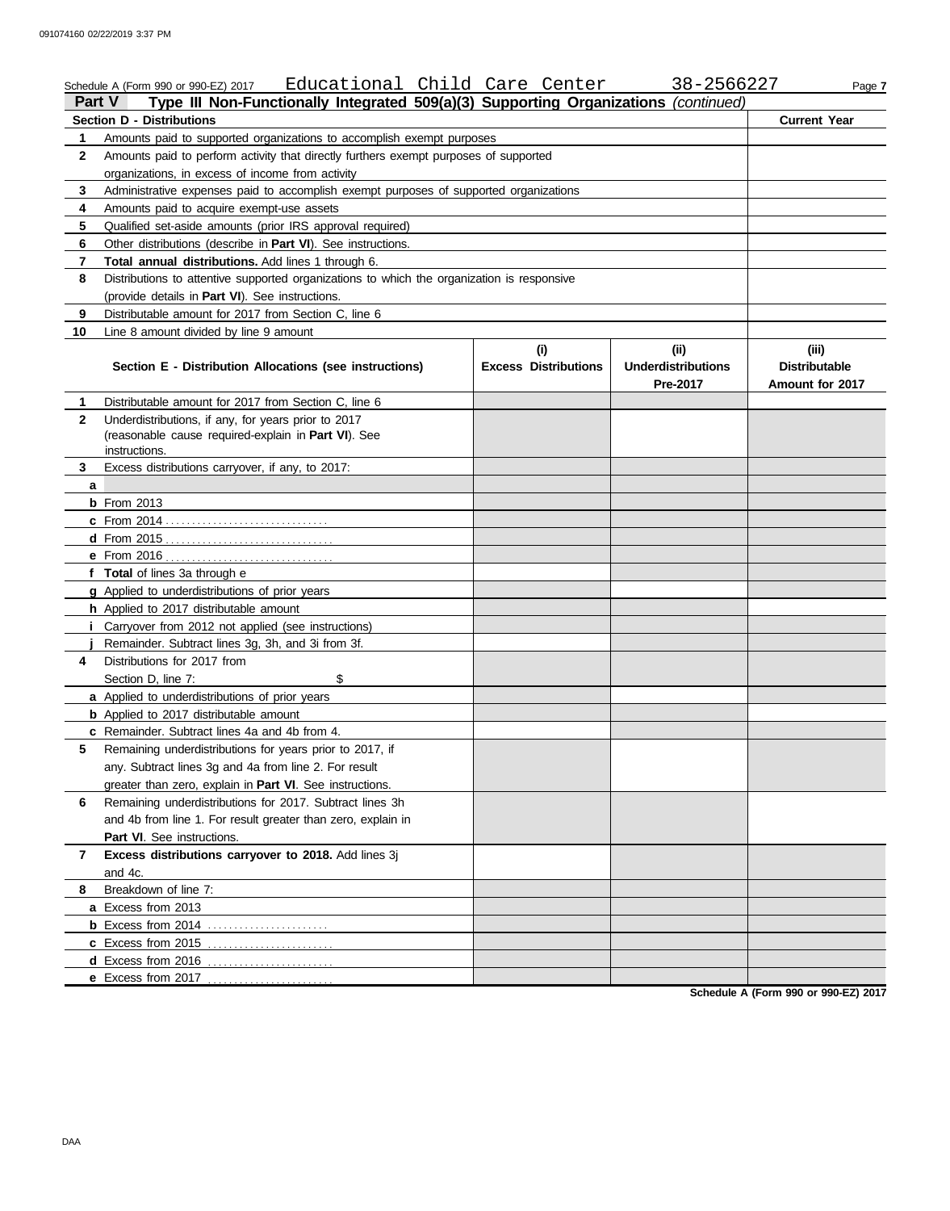Schedule A (Form 990 or 990-EZ) 2017 Educational Child Care Center 38-2566227

## Part V Type III Non-Functionally Integrated 509(a)(3) Supporting Organizations *(continued)*

| Section D - Distributions | | Current Year |
|---|---|---|
| 1 | Amounts paid to supported organizations to accomplish exempt purposes | |
| 2 | Amounts paid to perform activity that directly furthers exempt purposes of supported organizations, in excess of income from activity | |
| 3 | Administrative expenses paid to accomplish exempt purposes of supported organizations | |
| 4 | Amounts paid to acquire exempt-use assets | |
| 5 | Qualified set-aside amounts (prior IRS approval required) | |
| 6 | Other distributions (describe in **Part VI**). See instructions. | |
| 7 | **Total annual distributions.** Add lines 1 through 6. | |
| 8 | Distributions to attentive supported organizations to which the organization is responsive (provide details in **Part VI**). See instructions. | |
| 9 | Distributable amount for 2017 from Section C, line 6 | |
| 10 | Line 8 amount divided by line 9 amount | |

| | Section E - Distribution Allocations (see instructions) | (i) Excess Distributions | (ii) Underdistributions Pre-2017 | (iii) Distributable Amount for 2017 |
|---|---|---|---|---|
| 1 | Distributable amount for 2017 from Section C, line 6 | | | |
| 2 | Underdistributions, if any, for years prior to 2017 (reasonable cause required-explain in **Part VI**). See instructions. | | | |
| 3 | Excess distributions carryover, if any, to 2017: | | | |
| a | | | | |
| b | From 2013 | | | |
| c | From 2014 | | | |
| d | From 2015 | | | |
| e | From 2016 | | | |
| f | **Total** of lines 3a through e | | | |
| g | Applied to underdistributions of prior years | | | |
| h | Applied to 2017 distributable amount | | | |
| i | Carryover from 2012 not applied (see instructions) | | | |
| j | Remainder. Subtract lines 3g, 3h, and 3i from 3f. | | | |
| 4 | Distributions for 2017 from Section D, line 7: $ | | | |
| a | Applied to underdistributions of prior years | | | |
| b | Applied to 2017 distributable amount | | | |
| c | Remainder. Subtract lines 4a and 4b from 4. | | | |
| 5 | Remaining underdistributions for years prior to 2017, if any. Subtract lines 3g and 4a from line 2. For result greater than zero, explain in **Part VI**. See instructions. | | | |
| 6 | Remaining underdistributions for 2017. Subtract lines 3h and 4b from line 1. For result greater than zero, explain in **Part VI**. See instructions. | | | |
| 7 | **Excess distributions carryover to 2018.** Add lines 3j and 4c. | | | |
| 8 | Breakdown of line 7: | | | |
| a | Excess from 2013 | | | |
| b | Excess from 2014 | | | |
| c | Excess from 2015 | | | |
| d | Excess from 2016 | | | |
| e | Excess from 2017 | | | |

**Schedule A (Form 990 or 990-EZ) 2017**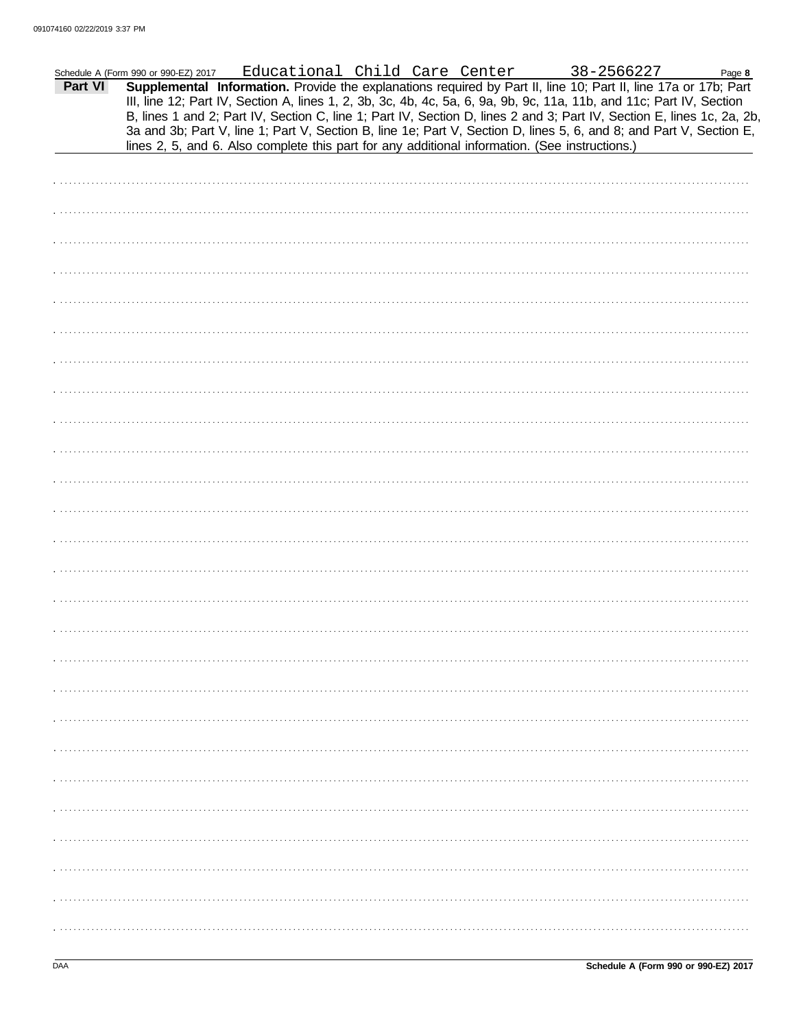Schedule A (Form 990 or 990-EZ) 2017 Educational Child Care Center 38-2566227

**Part VI** **Supplemental Information.** Provide the explanations required by Part II, line 10; Part II, line 17a or 17b; Part III, line 12; Part IV, Section A, lines 1, 2, 3b, 3c, 4b, 4c, 5a, 6, 9a, 9b, 9c, 11a, 11b, and 11c; Part IV, Section B, lines 1 and 2; Part IV, Section C, line 1; Part IV, Section D, lines 2 and 3; Part IV, Section E, lines 1c, 2a, 2b, 3a and 3b; Part V, line 1; Part V, Section B, line 1e; Part V, Section D, lines 5, 6, and 8; and Part V, Section E, lines 2, 5, and 6. Also complete this part for any additional information. (See instructions.)

DAA

**Schedule A (Form 990 or 990-EZ) 2017**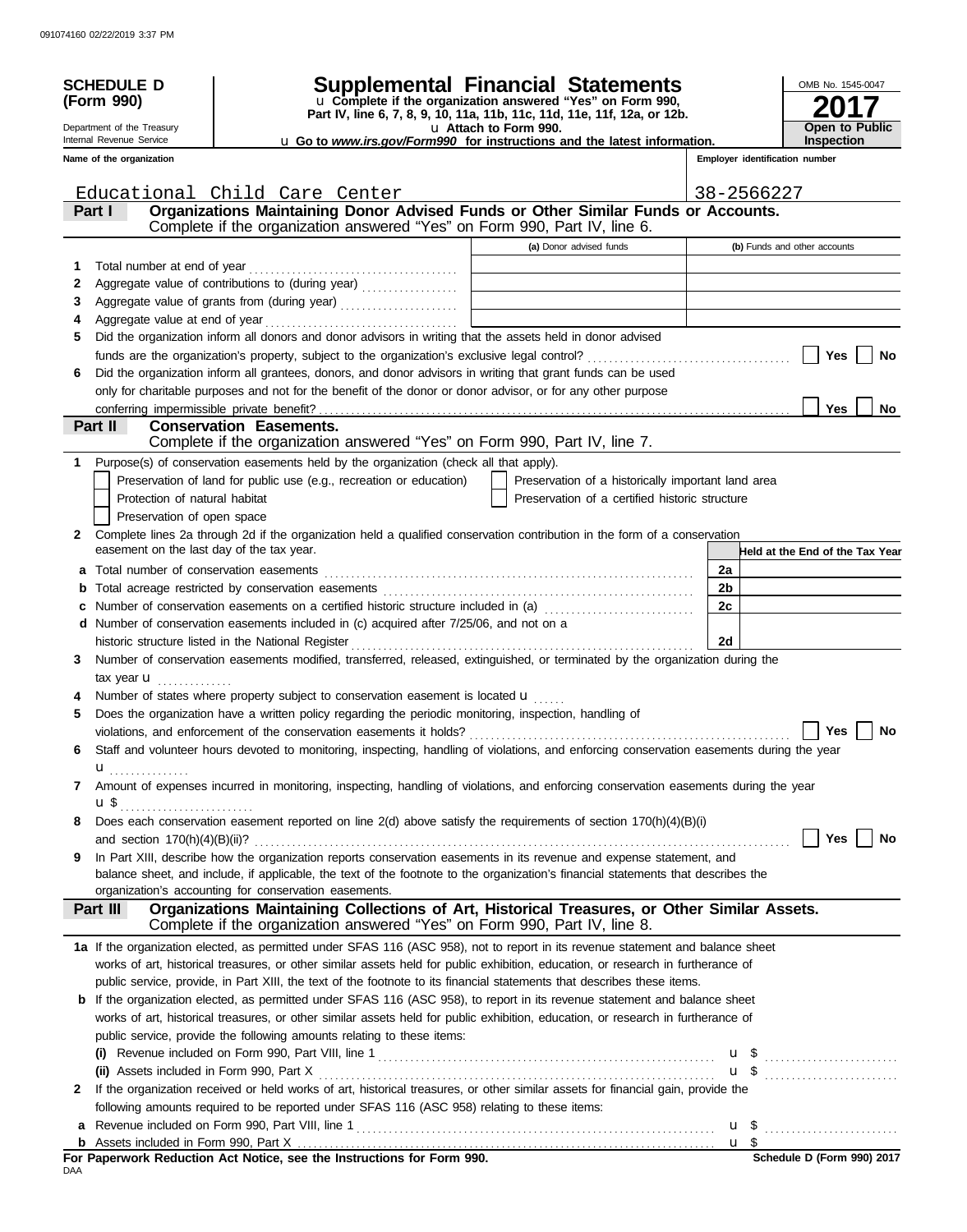**SCHEDULE D (Form 990)**

Department of the Treasury
Internal Revenue Service

# Supplemental Financial Statements

u Complete if the organization answered "Yes" on Form 990, Part IV, line 6, 7, 8, 9, 10, 11a, 11b, 11c, 11d, 11e, 11f, 12a, or 12b.
u Attach to Form 990.
u Go to *www.irs.gov/Form990* for instructions and the latest information.

OMB No. 1545-0047
**2017**
**Open to Public Inspection**

**Name of the organization:** Educational Child Care Center
**Employer identification number:** 38-2566227

## Part I — Organizations Maintaining Donor Advised Funds or Other Similar Funds or Accounts.

Complete if the organization answered "Yes" on Form 990, Part IV, line 6.

| | | (a) Donor advised funds | (b) Funds and other accounts |
|---|---|---|---|
| 1 | Total number at end of year | | |
| 2 | Aggregate value of contributions to (during year) | | |
| 3 | Aggregate value of grants from (during year) | | |
| 4 | Aggregate value at end of year | | |

5 Did the organization inform all donors and donor advisors in writing that the assets held in donor advised funds are the organization's property, subject to the organization's exclusive legal control? ☐ Yes ☐ No

6 Did the organization inform all grantees, donors, and donor advisors in writing that grant funds can be used only for charitable purposes and not for the benefit of the donor or donor advisor, or for any other purpose conferring impermissible private benefit? ☐ Yes ☐ No

## Part II — Conservation Easements.

Complete if the organization answered "Yes" on Form 990, Part IV, line 7.

1 Purpose(s) of conservation easements held by the organization (check all that apply).

- ☐ Preservation of land for public use (e.g., recreation or education)
- ☐ Protection of natural habitat
- ☐ Preservation of open space
- ☐ Preservation of a historically important land area
- ☐ Preservation of a certified historic structure

2 Complete lines 2a through 2d if the organization held a qualified conservation contribution in the form of a conservation easement on the last day of the tax year.

| | | | Held at the End of the Tax Year |
|---|---|---|---|
| a | Total number of conservation easements | 2a | |
| b | Total acreage restricted by conservation easements | 2b | |
| c | Number of conservation easements on a certified historic structure included in (a) | 2c | |
| d | Number of conservation easements included in (c) acquired after 7/25/06, and not on a historic structure listed in the National Register | 2d | |

3 Number of conservation easements modified, transferred, released, extinguished, or terminated by the organization during the tax year u

4 Number of states where property subject to conservation easement is located u

5 Does the organization have a written policy regarding the periodic monitoring, inspection, handling of violations, and enforcement of the conservation easements it holds? ☐ Yes ☐ No

6 Staff and volunteer hours devoted to monitoring, inspecting, handling of violations, and enforcing conservation easements during the year u

7 Amount of expenses incurred in monitoring, inspecting, handling of violations, and enforcing conservation easements during the year u $

8 Does each conservation easement reported on line 2(d) above satisfy the requirements of section 170(h)(4)(B)(i) and section 170(h)(4)(B)(ii)? ☐ Yes ☐ No

9 In Part XIII, describe how the organization reports conservation easements in its revenue and expense statement, and balance sheet, and include, if applicable, the text of the footnote to the organization's financial statements that describes the organization's accounting for conservation easements.

## Part III — Organizations Maintaining Collections of Art, Historical Treasures, or Other Similar Assets.

Complete if the organization answered "Yes" on Form 990, Part IV, line 8.

**1a** If the organization elected, as permitted under SFAS 116 (ASC 958), not to report in its revenue statement and balance sheet works of art, historical treasures, or other similar assets held for public exhibition, education, or research in furtherance of public service, provide, in Part XIII, the text of the footnote to its financial statements that describes these items.

**b** If the organization elected, as permitted under SFAS 116 (ASC 958), to report in its revenue statement and balance sheet works of art, historical treasures, or other similar assets held for public exhibition, education, or research in furtherance of public service, provide the following amounts relating to these items:

**(i)** Revenue included on Form 990, Part VIII, line 1 u $

**(ii)** Assets included in Form 990, Part X u $

**2** If the organization received or held works of art, historical treasures, or other similar assets for financial gain, provide the following amounts required to be reported under SFAS 116 (ASC 958) relating to these items:

**a** Revenue included on Form 990, Part VIII, line 1 u $

**b** Assets included in Form 990, Part X u $

**For Paperwork Reduction Act Notice, see the Instructions for Form 990.**
Schedule D (Form 990) 2017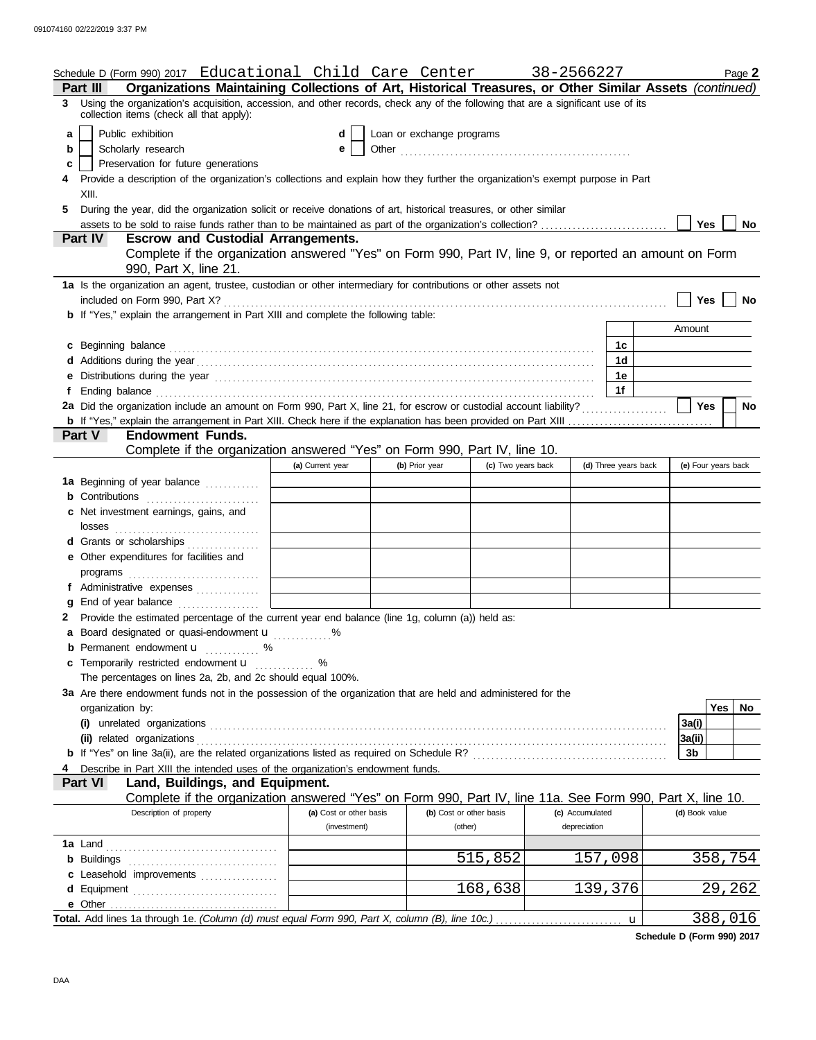Schedule D (Form 990) 2017 Educational Child Care Center 38-2566227 Page **2**

## Part III Organizations Maintaining Collections of Art, Historical Treasures, or Other Similar Assets *(continued)*

**3** Using the organization's acquisition, accession, and other records, check any of the following that are a significant use of its collection items (check all that apply):

- **a** ☐ Public exhibition
- **b** ☐ Scholarly research
- **c** ☐ Preservation for future generations
- **d** ☐ Loan or exchange programs
- **e** ☐ Other

**4** Provide a description of the organization's collections and explain how they further the organization's exempt purpose in Part XIII.

**5** During the year, did the organization solicit or receive donations of art, historical treasures, or other similar assets to be sold to raise funds rather than to be maintained as part of the organization's collection? ☐ Yes ☐ No

## Part IV Escrow and Custodial Arrangements.

Complete if the organization answered "Yes" on Form 990, Part IV, line 9, or reported an amount on Form 990, Part X, line 21.

**1a** Is the organization an agent, trustee, custodian or other intermediary for contributions or other assets not included on Form 990, Part X? ☐ Yes ☐ No

**b** If "Yes," explain the arrangement in Part XIII and complete the following table:

| | | Amount |
|---|---|---|
| **c** Beginning balance | 1c | |
| **d** Additions during the year | 1d | |
| **e** Distributions during the year | 1e | |
| **f** Ending balance | 1f | |

**2a** Did the organization include an amount on Form 990, Part X, line 21, for escrow or custodial account liability? ☐ Yes ☐ No

**b** If "Yes," explain the arrangement in Part XIII. Check here if the explanation has been provided on Part XIII ☐

## Part V Endowment Funds.

Complete if the organization answered "Yes" on Form 990, Part IV, line 10.

| | (a) Current year | (b) Prior year | (c) Two years back | (d) Three years back | (e) Four years back |
|---|---|---|---|---|---|
| **1a** Beginning of year balance | | | | | |
| **b** Contributions | | | | | |
| **c** Net investment earnings, gains, and losses | | | | | |
| **d** Grants or scholarships | | | | | |
| **e** Other expenditures for facilities and programs | | | | | |
| **f** Administrative expenses | | | | | |
| **g** End of year balance | | | | | |

**2** Provide the estimated percentage of the current year end balance (line 1g, column (a)) held as:

- **a** Board designated or quasi-endowment u %
- **b** Permanent endowment u %
- **c** Temporarily restricted endowment u %

The percentages on lines 2a, 2b, and 2c should equal 100%.

**3a** Are there endowment funds not in the possession of the organization that are held and administered for the organization by:

| | | Yes | No |
|---|---|---|---|
| **(i)** unrelated organizations | 3a(i) | | |
| **(ii)** related organizations | 3a(ii) | | |
| **b** If "Yes" on line 3a(ii), are the related organizations listed as required on Schedule R? | 3b | | |

**4** Describe in Part XIII the intended uses of the organization's endowment funds.

## Part VI Land, Buildings, and Equipment.

Complete if the organization answered "Yes" on Form 990, Part IV, line 11a. See Form 990, Part X, line 10.

| Description of property | (a) Cost or other basis (investment) | (b) Cost or other basis (other) | (c) Accumulated depreciation | (d) Book value |
|---|---|---|---|---|
| **1a** Land | | | | |
| **b** Buildings | | 515,852 | 157,098 | 358,754 |
| **c** Leasehold improvements | | | | |
| **d** Equipment | | 168,638 | 139,376 | 29,262 |
| **e** Other | | | | |
| **Total.** Add lines 1a through 1e. *(Column (d) must equal Form 990, Part X, column (B), line 10c.)* u | | | | 388,016 |

**Schedule D (Form 990) 2017**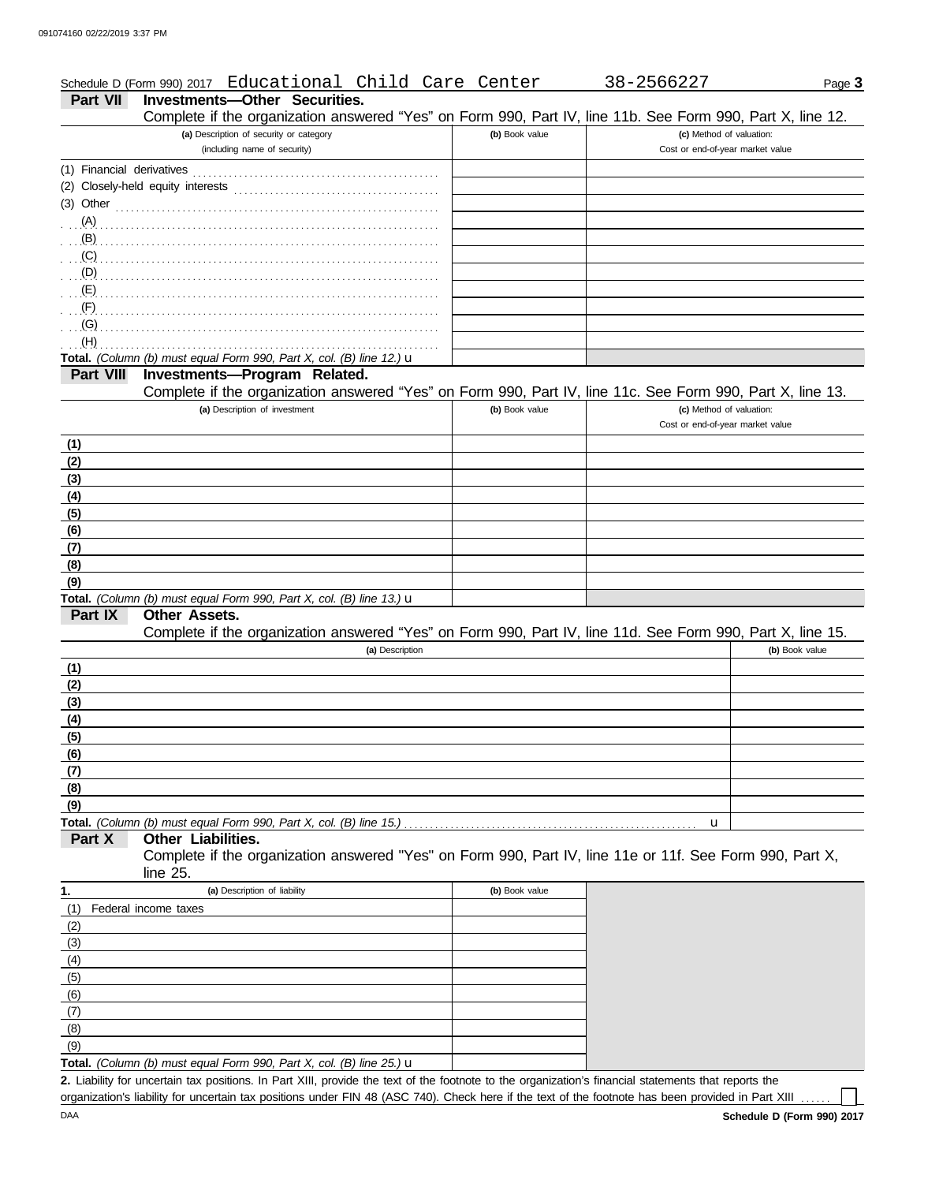Schedule D (Form 990) 2017 Educational Child Care Center 38-2566227

## Part VII Investments—Other Securities.

Complete if the organization answered "Yes" on Form 990, Part IV, line 11b. See Form 990, Part X, line 12.

| (a) Description of security or category (including name of security) | (b) Book value | (c) Method of valuation: Cost or end-of-year market value |
|---|---|---|
| (1) Financial derivatives | | |
| (2) Closely-held equity interests | | |
| (3) Other | | |
| (A) | | |
| (B) | | |
| (C) | | |
| (D) | | |
| (E) | | |
| (F) | | |
| (G) | | |
| (H) | | |
| **Total.** *(Column (b) must equal Form 990, Part X, col. (B) line 12.)* u | | |

## Part VIII Investments—Program Related.

Complete if the organization answered "Yes" on Form 990, Part IV, line 11c. See Form 990, Part X, line 13.

| (a) Description of investment | (b) Book value | (c) Method of valuation: Cost or end-of-year market value |
|---|---|---|
| (1) | | |
| (2) | | |
| (3) | | |
| (4) | | |
| (5) | | |
| (6) | | |
| (7) | | |
| (8) | | |
| (9) | | |
| **Total.** *(Column (b) must equal Form 990, Part X, col. (B) line 13.)* u | | |

## Part IX Other Assets.

Complete if the organization answered "Yes" on Form 990, Part IV, line 11d. See Form 990, Part X, line 15.

| (a) Description | (b) Book value |
|---|---|
| (1) | |
| (2) | |
| (3) | |
| (4) | |
| (5) | |
| (6) | |
| (7) | |
| (8) | |
| (9) | |
| **Total.** *(Column (b) must equal Form 990, Part X, col. (B) line 15.)* u | |

## Part X Other Liabilities.

Complete if the organization answered "Yes" on Form 990, Part IV, line 11e or 11f. See Form 990, Part X, line 25.

| 1. (a) Description of liability | (b) Book value |
|---|---|
| (1) Federal income taxes | |
| (2) | |
| (3) | |
| (4) | |
| (5) | |
| (6) | |
| (7) | |
| (8) | |
| (9) | |
| **Total.** *(Column (b) must equal Form 990, Part X, col. (B) line 25.)* u | |

**2.** Liability for uncertain tax positions. In Part XIII, provide the text of the footnote to the organization's financial statements that reports the organization's liability for uncertain tax positions under FIN 48 (ASC 740). Check here if the text of the footnote has been provided in Part XIII ☐

DAA **Schedule D (Form 990) 2017**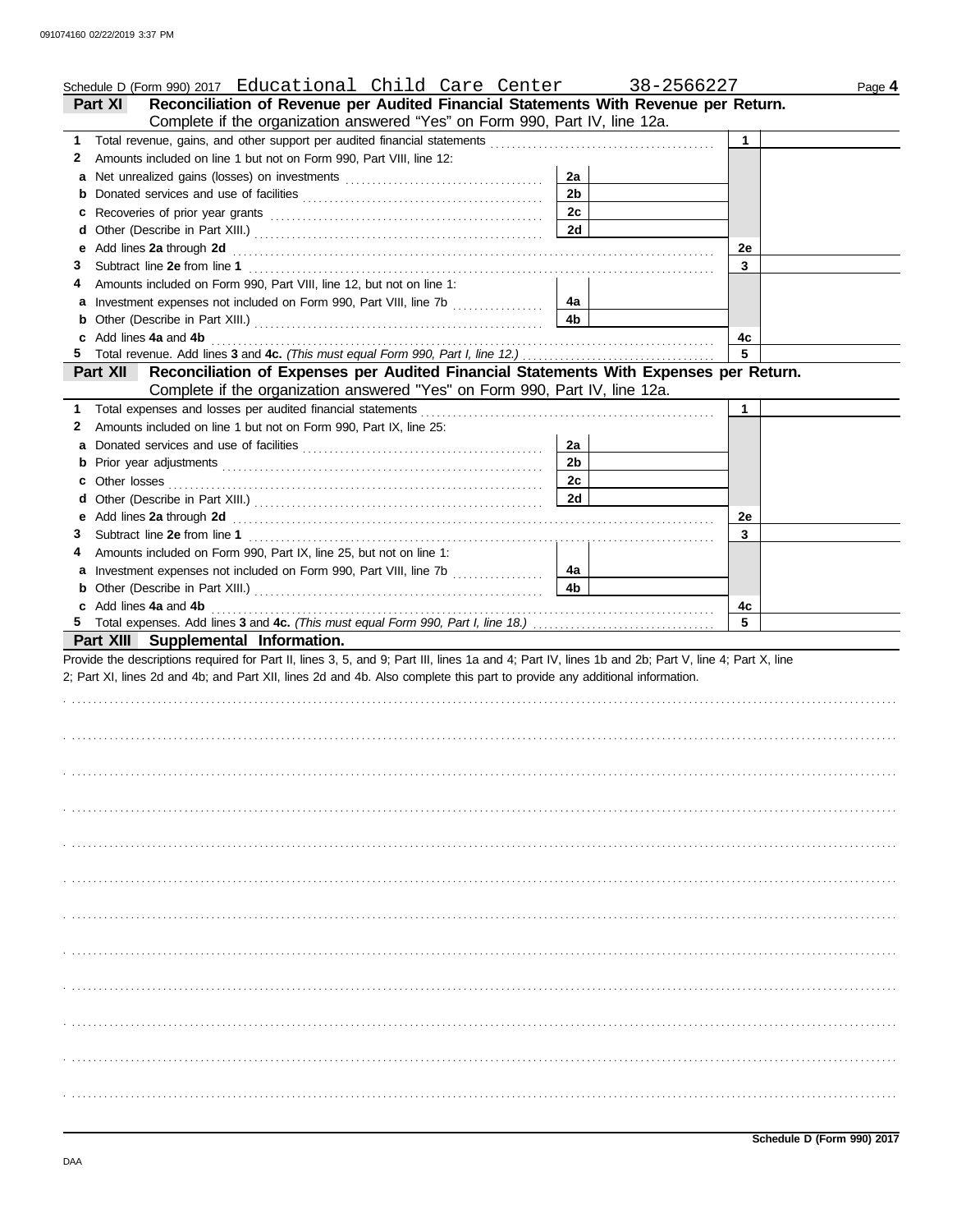Schedule D (Form 990) 2017 Educational Child Care Center 38-2566227 Page **4**

**Part XI Reconciliation of Revenue per Audited Financial Statements With Revenue per Return.** Complete if the organization answered "Yes" on Form 990, Part IV, line 12a.

| | | | | | |
|---|---|---|---|---|---|
| **1** | Total revenue, gains, and other support per audited financial statements | | | **1** | |
| **2** | Amounts included on line 1 but not on Form 990, Part VIII, line 12: | | | | |
| **a** | Net unrealized gains (losses) on investments | **2a** | | | |
| **b** | Donated services and use of facilities | **2b** | | | |
| **c** | Recoveries of prior year grants | **2c** | | | |
| **d** | Other (Describe in Part XIII.) | **2d** | | | |
| **e** | Add lines **2a** through **2d** | | | **2e** | |
| **3** | Subtract line **2e** from line **1** | | | **3** | |
| **4** | Amounts included on Form 990, Part VIII, line 12, but not on line 1: | | | | |
| **a** | Investment expenses not included on Form 990, Part VIII, line 7b | **4a** | | | |
| **b** | Other (Describe in Part XIII.) | **4b** | | | |
| **c** | Add lines **4a** and **4b** | | | **4c** | |
| **5** | Total revenue. Add lines **3** and **4c.** *(This must equal Form 990, Part I, line 12.)* | | | **5** | |

**Part XII Reconciliation of Expenses per Audited Financial Statements With Expenses per Return.** Complete if the organization answered "Yes" on Form 990, Part IV, line 12a.

| | | | | | |
|---|---|---|---|---|---|
| **1** | Total expenses and losses per audited financial statements | | | **1** | |
| **2** | Amounts included on line 1 but not on Form 990, Part IX, line 25: | | | | |
| **a** | Donated services and use of facilities | **2a** | | | |
| **b** | Prior year adjustments | **2b** | | | |
| **c** | Other losses | **2c** | | | |
| **d** | Other (Describe in Part XIII.) | **2d** | | | |
| **e** | Add lines **2a** through **2d** | | | **2e** | |
| **3** | Subtract line **2e** from line **1** | | | **3** | |
| **4** | Amounts included on Form 990, Part IX, line 25, but not on line 1: | | | | |
| **a** | Investment expenses not included on Form 990, Part VIII, line 7b | **4a** | | | |
| **b** | Other (Describe in Part XIII.) | **4b** | | | |
| **c** | Add lines **4a** and **4b** | | | **4c** | |
| **5** | Total expenses. Add lines **3** and **4c.** *(This must equal Form 990, Part I, line 18.)* | | | **5** | |

**Part XIII Supplemental Information.**

Provide the descriptions required for Part II, lines 3, 5, and 9; Part III, lines 1a and 4; Part IV, lines 1b and 2b; Part V, line 4; Part X, line 2; Part XI, lines 2d and 4b; and Part XII, lines 2d and 4b. Also complete this part to provide any additional information.

**Schedule D (Form 990) 2017**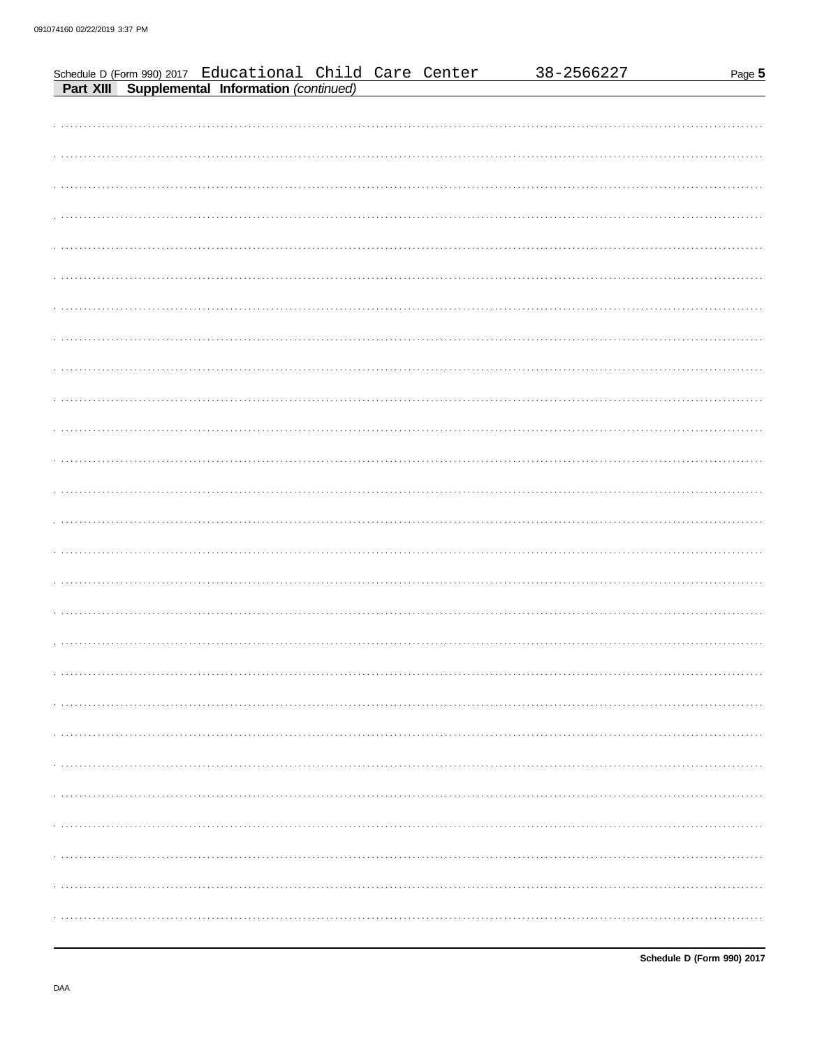Schedule D (Form 990) 2017 Educational Child Care Center 38-2566227

**Part XIII Supplemental Information** *(continued)*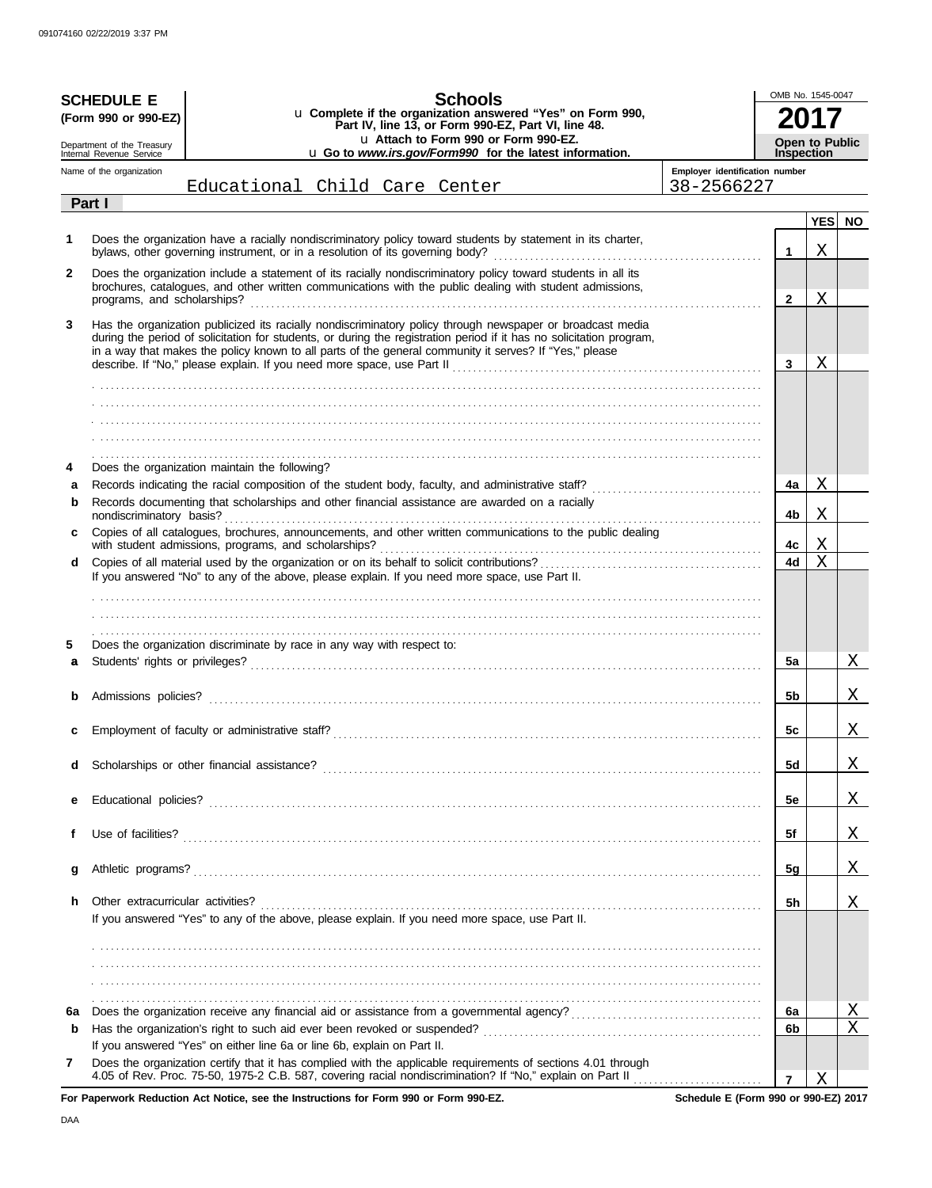091074160 02/22/2019 3:37 PM

**SCHEDULE E (Form 990 or 990-EZ)**

Department of the Treasury
Internal Revenue Service

# Schools

u Complete if the organization answered "Yes" on Form 990, Part IV, line 13, or Form 990-EZ, Part VI, line 48.
u Attach to Form 990 or Form 990-EZ.
u Go to *www.irs.gov/Form990* for the latest information.

OMB No. 1545-0047

**2017**

**Open to Public Inspection**

Name of the organization: Educational Child Care Center

Employer identification number: 38-2566227

**Part I**

| | | | YES | NO |
|---|---|---|---|---|
| 1 | Does the organization have a racially nondiscriminatory policy toward students by statement in its charter, bylaws, other governing instrument, or in a resolution of its governing body? | 1 | X | |
| 2 | Does the organization include a statement of its racially nondiscriminatory policy toward students in all its brochures, catalogues, and other written communications with the public dealing with student admissions, programs, and scholarships? | 2 | X | |
| 3 | Has the organization publicized its racially nondiscriminatory policy through newspaper or broadcast media during the period of solicitation for students, or during the registration period if it has no solicitation program, in a way that makes the policy known to all parts of the general community it serves? If "Yes," please describe. If "No," please explain. If you need more space, use Part II | 3 | X | |
| 4 | Does the organization maintain the following? | | | |
| a | Records indicating the racial composition of the student body, faculty, and administrative staff? | 4a | X | |
| b | Records documenting that scholarships and other financial assistance are awarded on a racially nondiscriminatory basis? | 4b | X | |
| c | Copies of all catalogues, brochures, announcements, and other written communications to the public dealing with student admissions, programs, and scholarships? | 4c | X | |
| d | Copies of all material used by the organization or on its behalf to solicit contributions? | 4d | X | |
| | If you answered "No" to any of the above, please explain. If you need more space, use Part II. | | | |
| 5 | Does the organization discriminate by race in any way with respect to: | | | |
| a | Students' rights or privileges? | 5a | | X |
| b | Admissions policies? | 5b | | X |
| c | Employment of faculty or administrative staff? | 5c | | X |
| d | Scholarships or other financial assistance? | 5d | | X |
| e | Educational policies? | 5e | | X |
| f | Use of facilities? | 5f | | X |
| g | Athletic programs? | 5g | | X |
| h | Other extracurricular activities? | 5h | | X |
| | If you answered "Yes" to any of the above, please explain. If you need more space, use Part II. | | | |
| 6a | Does the organization receive any financial aid or assistance from a governmental agency? | 6a | | X |
| b | Has the organization's right to such aid ever been revoked or suspended? | 6b | | X |
| | If you answered "Yes" on either line 6a or line 6b, explain on Part II. | | | |
| 7 | Does the organization certify that it has complied with the applicable requirements of sections 4.01 through 4.05 of Rev. Proc. 75-50, 1975-2 C.B. 587, covering racial nondiscrimination? If "No," explain on Part II | 7 | X | |

**For Paperwork Reduction Act Notice, see the Instructions for Form 990 or Form 990-EZ.**

**Schedule E (Form 990 or 990-EZ) 2017**

DAA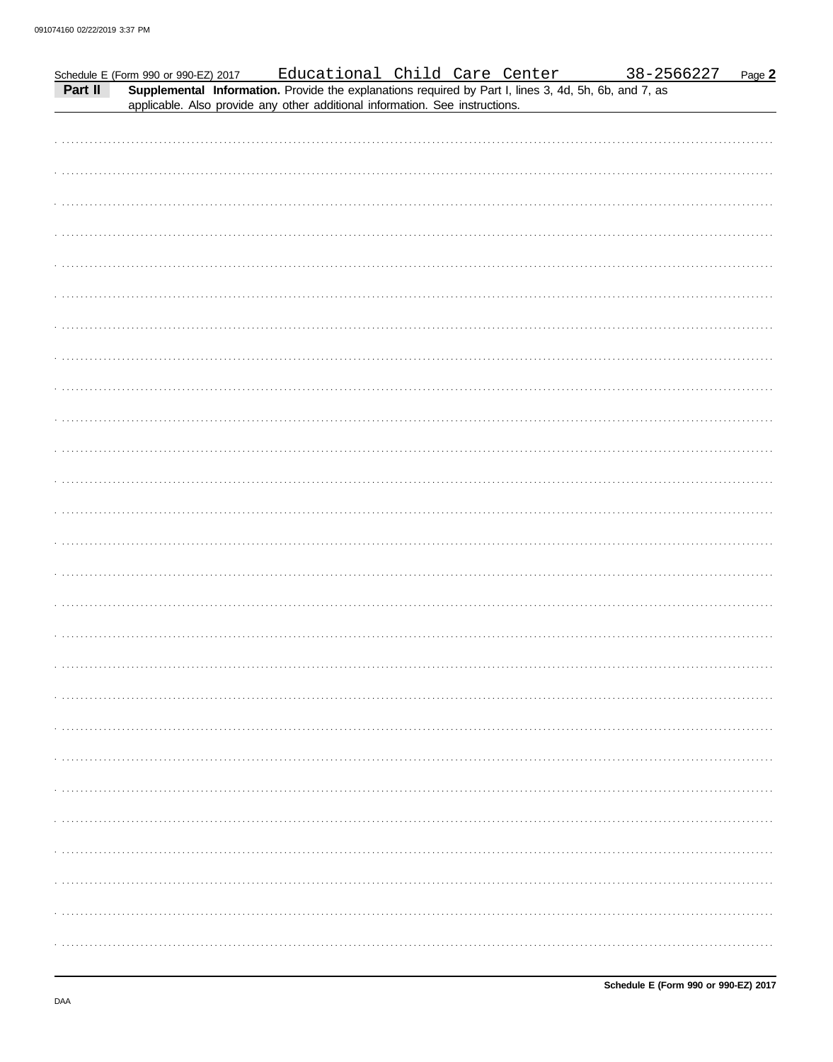Schedule E (Form 990 or 990-EZ) 2017 Educational Child Care Center 38-2566227 Page **2**

**Part II** **Supplemental Information.** Provide the explanations required by Part I, lines 3, 4d, 5h, 6b, and 7, as applicable. Also provide any other additional information. See instructions.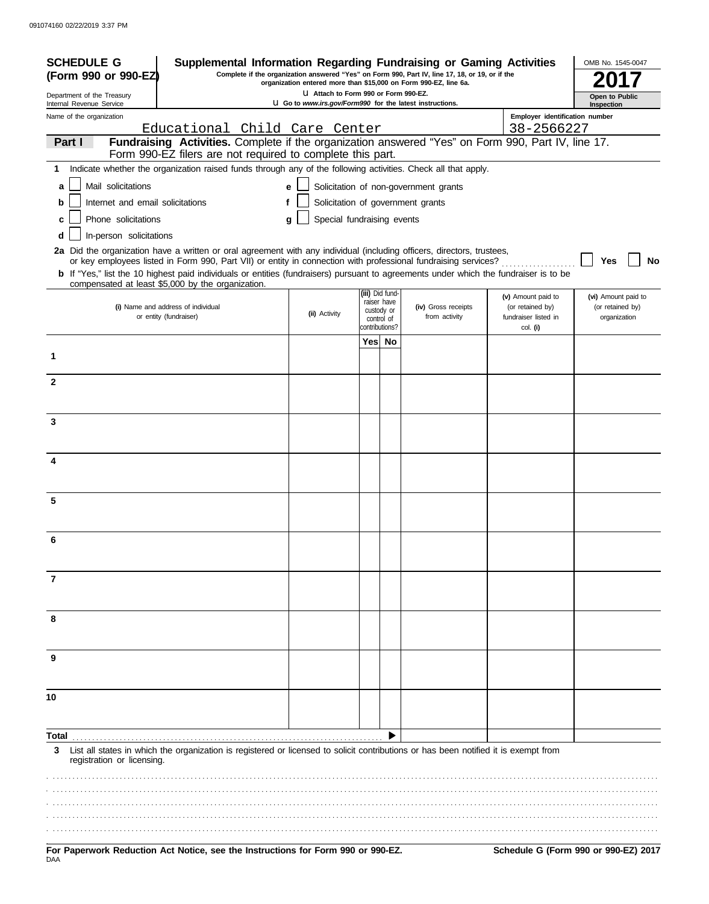# SCHEDULE G (Form 990 or 990-EZ)

Department of the Treasury
Internal Revenue Service

## Supplemental Information Regarding Fundraising or Gaming Activities

**Complete if the organization answered "Yes" on Form 990, Part IV, line 17, 18, or 19, or if the organization entered more than $15,000 on Form 990-EZ, line 6a.**

u Attach to Form 990 or Form 990-EZ.

u Go to *www.irs.gov/Form990* for the latest instructions.

OMB No. 1545-0047

**2017**

**Open to Public Inspection**

Name of the organization: Educational Child Care Center

Employer identification number: 38-2566227

**Part I** **Fundraising Activities.** Complete if the organization answered "Yes" on Form 990, Part IV, line 17. Form 990-EZ filers are not required to complete this part.

**1** Indicate whether the organization raised funds through any of the following activities. Check all that apply.

- **a** ☐ Mail solicitations
- **b** ☐ Internet and email solicitations
- **c** ☐ Phone solicitations
- **d** ☐ In-person solicitations
- **e** ☐ Solicitation of non-government grants
- **f** ☐ Solicitation of government grants
- **g** ☐ Special fundraising events

**2a** Did the organization have a written or oral agreement with any individual (including officers, directors, trustees, or key employees listed in Form 990, Part VII) or entity in connection with professional fundraising services? ☐ **Yes** ☐ **No**

**b** If "Yes," list the 10 highest paid individuals or entities (fundraisers) pursuant to agreements under which the fundraiser is to be compensated at least $5,000 by the organization.

| | (i) Name and address of individual or entity (fundraiser) | (ii) Activity | (iii) Did fundraiser have custody or control of contributions? Yes | No | (iv) Gross receipts from activity | (v) Amount paid to (or retained by) fundraiser listed in col. (i) | (vi) Amount paid to (or retained by) organization |
|---|---|---|---|---|---|---|---|
| 1 | | | | | | | |
| 2 | | | | | | | |
| 3 | | | | | | | |
| 4 | | | | | | | |
| 5 | | | | | | | |
| 6 | | | | | | | |
| 7 | | | | | | | |
| 8 | | | | | | | |
| 9 | | | | | | | |
| 10 | | | | | | | |
| **Total** | | | | ▶ | | | |

**3** List all states in which the organization is registered or licensed to solicit contributions or has been notified it is exempt from registration or licensing.

**For Paperwork Reduction Act Notice, see the Instructions for Form 990 or 990-EZ.**

DAA

**Schedule G (Form 990 or 990-EZ) 2017**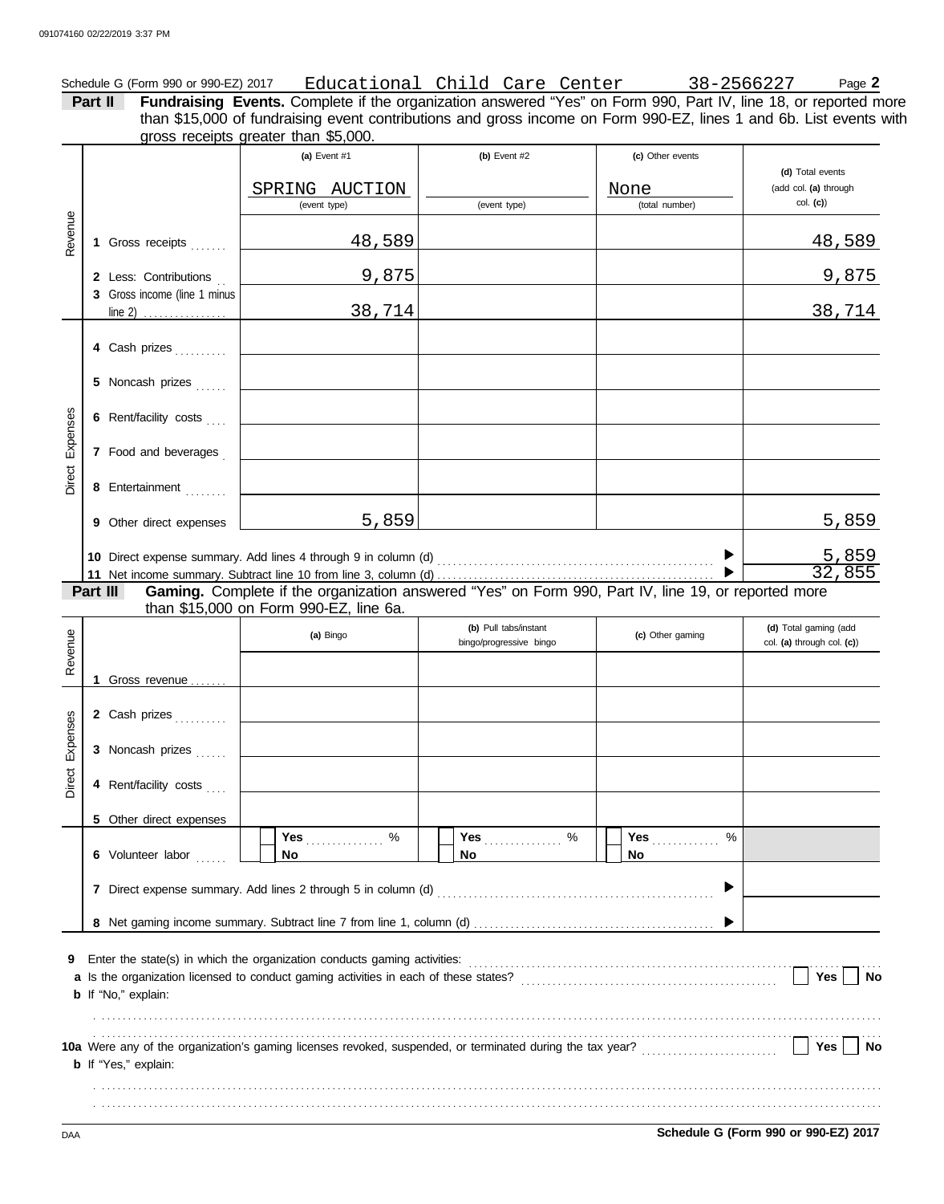Schedule G (Form 990 or 990-EZ) 2017 Educational Child Care Center 38-2566227 Page **2**

**Part II** **Fundraising Events.** Complete if the organization answered "Yes" on Form 990, Part IV, line 18, or reported more than $15,000 of fundraising event contributions and gross income on Form 990-EZ, lines 1 and 6b. List events with gross receipts greater than $5,000.

| | | (a) Event #1 | (b) Event #2 | (c) Other events | (d) Total events (add col. (a) through col. (c)) |
|---|---|---|---|---|---|
| | | SPRING AUCTION (event type) | (event type) | None (total number) | |
| Revenue | 1 Gross receipts | 48,589 | | | 48,589 |
| | 2 Less: Contributions | 9,875 | | | 9,875 |
| | 3 Gross income (line 1 minus line 2) | 38,714 | | | 38,714 |
| Direct Expenses | 4 Cash prizes | | | | |
| | 5 Noncash prizes | | | | |
| | 6 Rent/facility costs | | | | |
| | 7 Food and beverages | | | | |
| | 8 Entertainment | | | | |
| | 9 Other direct expenses | 5,859 | | | 5,859 |
| | 10 Direct expense summary. Add lines 4 through 9 in column (d) | | | | 5,859 |
| | 11 Net income summary. Subtract line 10 from line 3, column (d) | | | | 32,855 |

**Part III** **Gaming.** Complete if the organization answered "Yes" on Form 990, Part IV, line 19, or reported more than $15,000 on Form 990-EZ, line 6a.

| | | (a) Bingo | (b) Pull tabs/instant bingo/progressive bingo | (c) Other gaming | (d) Total gaming (add col. (a) through col. (c)) |
|---|---|---|---|---|---|
| Revenue | 1 Gross revenue | | | | |
| Direct Expenses | 2 Cash prizes | | | | |
| | 3 Noncash prizes | | | | |
| | 4 Rent/facility costs | | | | |
| | 5 Other direct expenses | | | | |
| | 6 Volunteer labor | Yes ....... % No | Yes ....... % No | Yes ....... % No | |
| | 7 Direct expense summary. Add lines 2 through 5 in column (d) | | | | |
| | 8 Net gaming income summary. Subtract line 7 from line 1, column (d) | | | | |

**9** Enter the state(s) in which the organization conducts gaming activities:

**a** Is the organization licensed to conduct gaming activities in each of these states? Yes No

**b** If "No," explain:

**10a** Were any of the organization's gaming licenses revoked, suspended, or terminated during the tax year? Yes No

**b** If "Yes," explain:

**Schedule G (Form 990 or 990-EZ) 2017**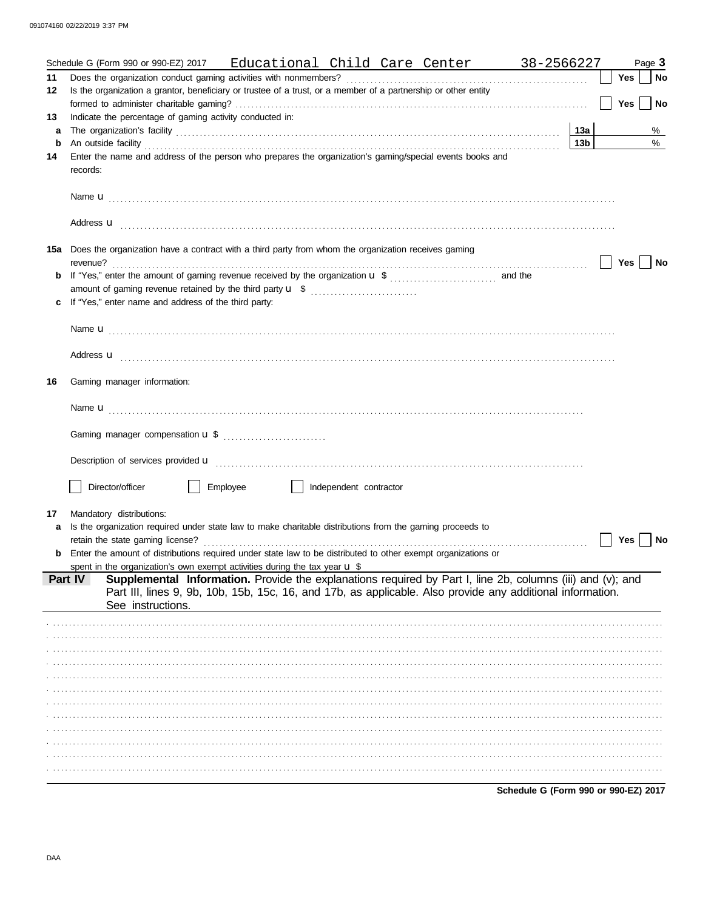Schedule G (Form 990 or 990-EZ) 2017 Educational Child Care Center 38-2566227

**11** Does the organization conduct gaming activities with nonmembers? ☐ Yes ☐ No

**12** Is the organization a grantor, beneficiary or trustee of a trust, or a member of a partnership or other entity formed to administer charitable gaming? ☐ Yes ☐ No

**13** Indicate the percentage of gaming activity conducted in:

**a** The organization's facility **13a** %

**b** An outside facility **13b** %

**14** Enter the name and address of the person who prepares the organization's gaming/special events books and records:

Name u

Address u

**15a** Does the organization have a contract with a third party from whom the organization receives gaming revenue? ☐ Yes ☐ No

**b** If "Yes," enter the amount of gaming revenue received by the organization u $ and the amount of gaming revenue retained by the third party u $

**c** If "Yes," enter name and address of the third party:

Name u

Address u

**16** Gaming manager information:

Name u

Gaming manager compensation u $

Description of services provided u

☐ Director/officer ☐ Employee ☐ Independent contractor

**17** Mandatory distributions:

**a** Is the organization required under state law to make charitable distributions from the gaming proceeds to retain the state gaming license? ☐ Yes ☐ No

**b** Enter the amount of distributions required under state law to be distributed to other exempt organizations or spent in the organization's own exempt activities during the tax year u $

## Part IV Supplemental Information.

Provide the explanations required by Part I, line 2b, columns (iii) and (v); and Part III, lines 9, 9b, 10b, 15b, 15c, 16, and 17b, as applicable. Also provide any additional information. See instructions.

Schedule G (Form 990 or 990-EZ) 2017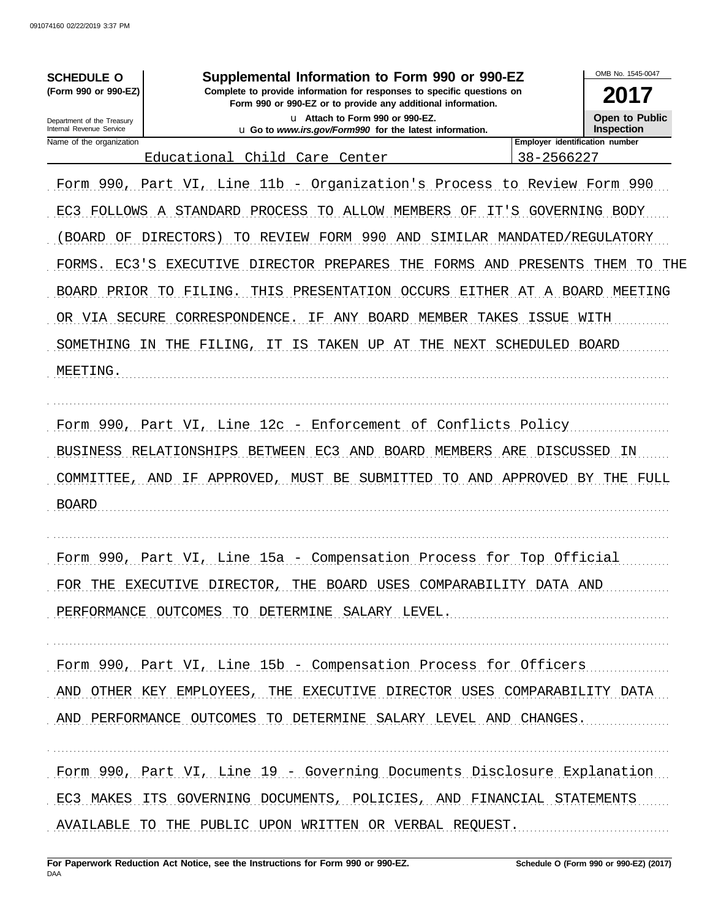**SCHEDULE O**
**(Form 990 or 990-EZ)**

Department of the Treasury
Internal Revenue Service

# Supplemental Information to Form 990 or 990-EZ

**Complete to provide information for responses to specific questions on Form 990 or 990-EZ or to provide any additional information.**

u **Attach to Form 990 or 990-EZ.**
u **Go to *www.irs.gov/Form990* for the latest information.**

OMB No. 1545-0047

**2017**

**Open to Public Inspection**

| Name of the organization | Employer identification number |
|---|---|
| Educational Child Care Center | 38-2566227 |

Form 990, Part VI, Line 11b - Organization's Process to Review Form 990

EC3 FOLLOWS A STANDARD PROCESS TO ALLOW MEMBERS OF IT'S GOVERNING BODY (BOARD OF DIRECTORS) TO REVIEW FORM 990 AND SIMILAR MANDATED/REGULATORY FORMS. EC3'S EXECUTIVE DIRECTOR PREPARES THE FORMS AND PRESENTS THEM TO THE BOARD PRIOR TO FILING. THIS PRESENTATION OCCURS EITHER AT A BOARD MEETING OR VIA SECURE CORRESPONDENCE. IF ANY BOARD MEMBER TAKES ISSUE WITH SOMETHING IN THE FILING, IT IS TAKEN UP AT THE NEXT SCHEDULED BOARD MEETING.

Form 990, Part VI, Line 12c - Enforcement of Conflicts Policy

BUSINESS RELATIONSHIPS BETWEEN EC3 AND BOARD MEMBERS ARE DISCUSSED IN COMMITTEE, AND IF APPROVED, MUST BE SUBMITTED TO AND APPROVED BY THE FULL BOARD

Form 990, Part VI, Line 15a - Compensation Process for Top Official

FOR THE EXECUTIVE DIRECTOR, THE BOARD USES COMPARABILITY DATA AND PERFORMANCE OUTCOMES TO DETERMINE SALARY LEVEL.

Form 990, Part VI, Line 15b - Compensation Process for Officers

AND OTHER KEY EMPLOYEES, THE EXECUTIVE DIRECTOR USES COMPARABILITY DATA AND PERFORMANCE OUTCOMES TO DETERMINE SALARY LEVEL AND CHANGES.

Form 990, Part VI, Line 19 - Governing Documents Disclosure Explanation

EC3 MAKES ITS GOVERNING DOCUMENTS, POLICIES, AND FINANCIAL STATEMENTS AVAILABLE TO THE PUBLIC UPON WRITTEN OR VERBAL REQUEST.

**For Paperwork Reduction Act Notice, see the Instructions for Form 990 or 990-EZ.** **Schedule O (Form 990 or 990-EZ) (2017)**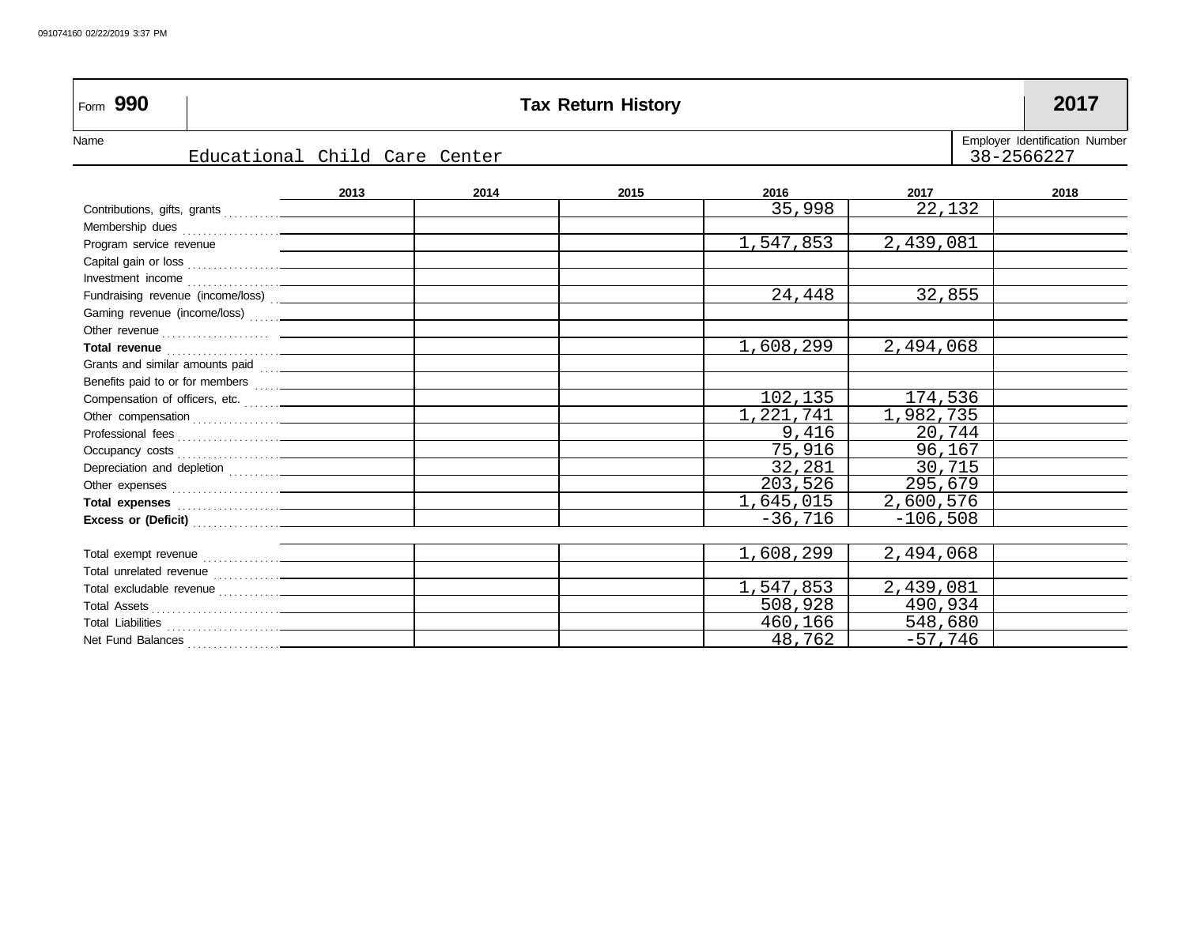Form **990** | **Tax Return History** | **2017**

Name: Educational Child Care Center

Employer Identification Number: 38-2566227

| | 2013 | 2014 | 2015 | 2016 | 2017 | 2018 |
|---|---|---|---|---|---|---|
| Contributions, gifts, grants | | | | 35,998 | 22,132 | |
| Membership dues | | | | | | |
| Program service revenue | | | | 1,547,853 | 2,439,081 | |
| Capital gain or loss | | | | | | |
| Investment income | | | | | | |
| Fundraising revenue (income/loss) | | | | 24,448 | 32,855 | |
| Gaming revenue (income/loss) | | | | | | |
| Other revenue | | | | | | |
| **Total revenue** | | | | 1,608,299 | 2,494,068 | |
| Grants and similar amounts paid | | | | | | |
| Benefits paid to or for members | | | | | | |
| Compensation of officers, etc. | | | | 102,135 | 174,536 | |
| Other compensation | | | | 1,221,741 | 1,982,735 | |
| Professional fees | | | | 9,416 | 20,744 | |
| Occupancy costs | | | | 75,916 | 96,167 | |
| Depreciation and depletion | | | | 32,281 | 30,715 | |
| Other expenses | | | | 203,526 | 295,679 | |
| **Total expenses** | | | | 1,645,015 | 2,600,576 | |
| **Excess or (Deficit)** | | | | -36,716 | -106,508 | |
| | | | | | | |
| Total exempt revenue | | | | 1,608,299 | 2,494,068 | |
| Total unrelated revenue | | | | | | |
| Total excludable revenue | | | | 1,547,853 | 2,439,081 | |
| Total Assets | | | | 508,928 | 490,934 | |
| Total Liabilities | | | | 460,166 | 548,680 | |
| Net Fund Balances | | | | 48,762 | -57,746 | |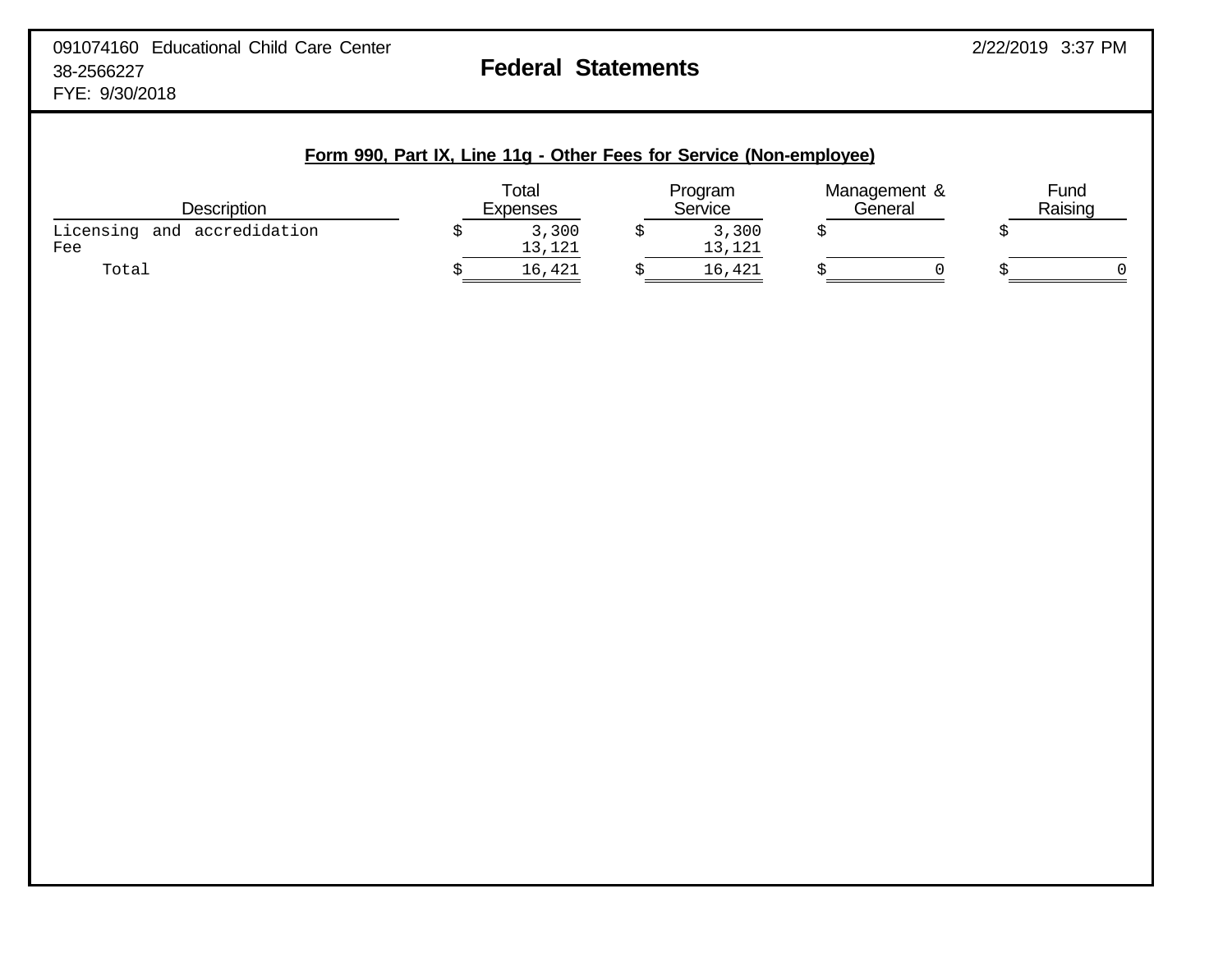091074160 Educational Child Care Center
38-2566227
FYE: 9/30/2018

# Federal Statements

2/22/2019 3:37 PM

## Form 990, Part IX, Line 11g - Other Fees for Service (Non-employee)

| Description | Total Expenses | Program Service | Management & General | Fund Raising |
|---|---|---|---|---|
| Licensing and accredidation | $ 3,300 | $ 3,300 | $ | $ |
| Fee | 13,121 | 13,121 | | |
| Total | $ 16,421 | $ 16,421 | $ 0 | $ 0 |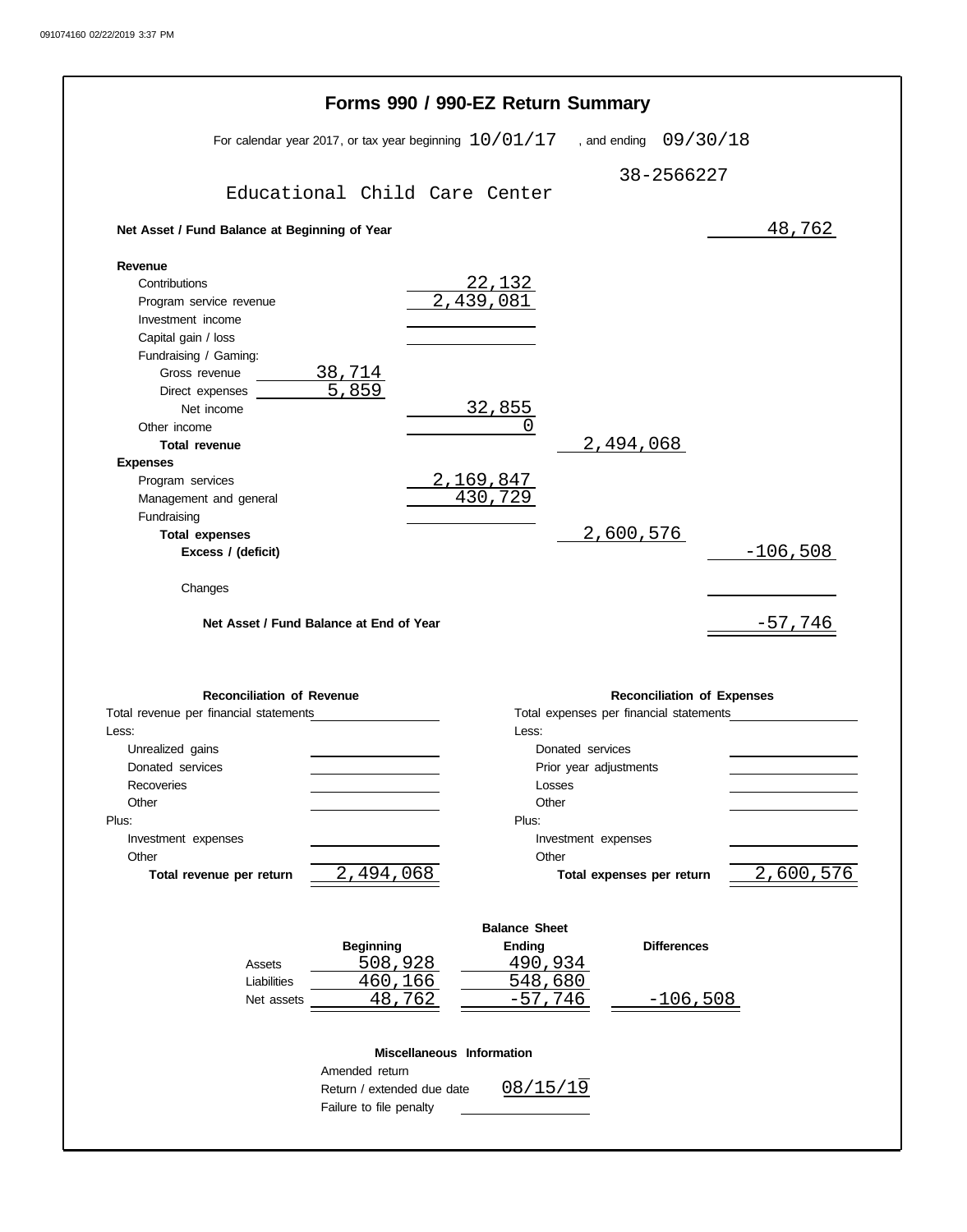091074160 02/22/2019 3:37 PM

# Forms 990 / 990-EZ Return Summary

For calendar year 2017, or tax year beginning 10/01/17 , and ending 09/30/18

Educational Child Care Center

38-2566227

| | | | | |
|---|---|---|---|---|
| **Net Asset / Fund Balance at Beginning of Year** | | | | 48,762 |
| **Revenue** | | | | |
| Contributions | | 22,132 | | |
| Program service revenue | | 2,439,081 | | |
| Investment income | | | | |
| Capital gain / loss | | | | |
| Fundraising / Gaming: | | | | |
| Gross revenue | 38,714 | | | |
| Direct expenses | 5,859 | | | |
| Net income | | 32,855 | | |
| Other income | | 0 | | |
| **Total revenue** | | | 2,494,068 | |
| **Expenses** | | | | |
| Program services | | 2,169,847 | | |
| Management and general | | 430,729 | | |
| Fundraising | | | | |
| **Total expenses** | | | 2,600,576 | |
| **Excess / (deficit)** | | | | -106,508 |
| Changes | | | | |
| **Net Asset / Fund Balance at End of Year** | | | | -57,746 |

| **Reconciliation of Revenue** | | **Reconciliation of Expenses** | |
|---|---|---|---|
| Total revenue per financial statements | | Total expenses per financial statements | |
| Less: | | Less: | |
| Unrealized gains | | Donated services | |
| Donated services | | Prior year adjustments | |
| Recoveries | | Losses | |
| Other | | Other | |
| Plus: | | Plus: | |
| Investment expenses | | Investment expenses | |
| Other | | Other | |
| **Total revenue per return** | 2,494,068 | **Total expenses per return** | 2,600,576 |

**Balance Sheet**

| | Beginning | Ending | Differences |
|---|---|---|---|
| Assets | 508,928 | 490,934 | |
| Liabilities | 460,166 | 548,680 | |
| Net assets | 48,762 | -57,746 | -106,508 |

**Miscellaneous Information**

| | |
|---|---|
| Amended return | |
| Return / extended due date | 08/15/19 |
| Failure to file penalty | |